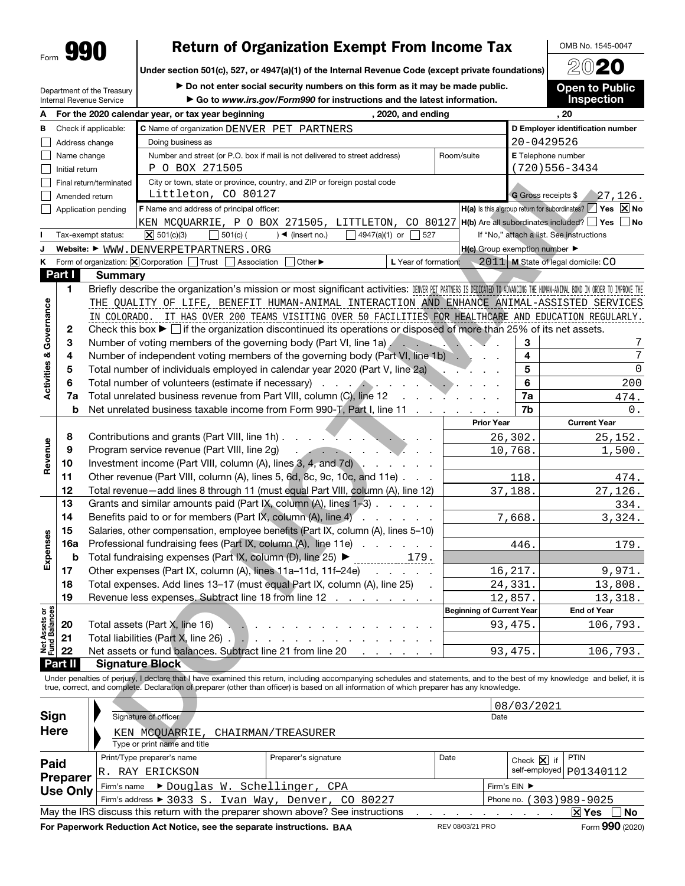Form **990**

# Return of Organization Exempt From Income Tax

Under section 501(c), 527, or 4947(a)(1) of the Internal Revenue Code (except private foundations)

► Do not enter social security numbers on this form as it may be made public.

► Go to www.irs.gov/Form990 for instructions and the latest information.

OMB No. 1545-0047

2020

**Open to Public Inspection**

Department of the Treasury
Internal Revenue Service

**A** For the 2020 calendar year, or tax year beginning , 2020, and ending , 20

**B** Check if applicable:
- ☐ Address change
- ☐ Name change
- ☐ Initial return
- ☐ Final return/terminated
- ☐ Amended return
- ☐ Application pending

**C** Name of organization: DENVER PET PARTNERS

Doing business as

Number and street (or P.O. box if mail is not delivered to street address): P O BOX 271505 — Room/suite

City or town, state or province, country, and ZIP or foreign postal code: Littleton, CO 80127

**D** Employer identification number: 20-0429526

**E** Telephone number: (720)556-3434

**G** Gross receipts $ 27,126.

**F** Name and address of principal officer: KEN MCQUARRIE, P O BOX 271505, LITTLETON, CO 80127

**H(a)** Is this a group return for subordinates? ☐ Yes ☒ No

**H(b)** Are all subordinates included? ☐ Yes ☐ No
If "No," attach a list. See instructions

**I** Tax-exempt status: ☒ 501(c)(3) ☐ 501(c) ( ) ◄ (insert no.) ☐ 4947(a)(1) or ☐ 527

**J** Website: ► WWW.DENVERPETPARTNERS.ORG

**H(c)** Group exemption number ►

**K** Form of organization: ☒ Corporation ☐ Trust ☐ Association ☐ Other ►

**L** Year of formation: 2011 **M** State of legal domicile: CO

## Part I Summary

**Activities & Governance**

1 Briefly describe the organization's mission or most significant activities: DENVER PET PARTNERS IS DEDICATED TO ADVANCING THE HUMAN-ANIMAL BOND IN ORDER TO IMPROVE THE THE QUALITY OF LIFE, BENEFIT HUMAN-ANIMAL INTERACTION AND ENHANCE ANIMAL-ASSISTED SERVICES IN COLORADO. IT HAS OVER 200 TEAMS VISITING OVER 50 FACILITIES FOR HEALTHCARE AND EDUCATION REGULARLY.

2 Check this box ► ☐ if the organization discontinued its operations or disposed of more than 25% of its net assets.

| | | | |
|---|---|---|---|
| 3 | Number of voting members of the governing body (Part VI, line 1a) | 3 | 7 |
| 4 | Number of independent voting members of the governing body (Part VI, line 1b) | 4 | 7 |
| 5 | Total number of individuals employed in calendar year 2020 (Part V, line 2a) | 5 | 0 |
| 6 | Total number of volunteers (estimate if necessary) | 6 | 200 |
| 7a | Total unrelated business revenue from Part VIII, column (C), line 12 | 7a | 474. |
| b | Net unrelated business taxable income from Form 990-T, Part I, line 11 | 7b | 0. |

| | | | Prior Year | Current Year |
|---|---|---|---|---|
| **Revenue** | 8 | Contributions and grants (Part VIII, line 1h) | 26,302. | 25,152. |
| | 9 | Program service revenue (Part VIII, line 2g) | 10,768. | 1,500. |
| | 10 | Investment income (Part VIII, column (A), lines 3, 4, and 7d) | | |
| | 11 | Other revenue (Part VIII, column (A), lines 5, 6d, 8c, 9c, 10c, and 11e) | 118. | 474. |
| | 12 | Total revenue—add lines 8 through 11 (must equal Part VIII, column (A), line 12) | 37,188. | 27,126. |
| **Expenses** | 13 | Grants and similar amounts paid (Part IX, column (A), lines 1–3) | | 334. |
| | 14 | Benefits paid to or for members (Part IX, column (A), line 4) | 7,668. | 3,324. |
| | 15 | Salaries, other compensation, employee benefits (Part IX, column (A), lines 5–10) | | |
| | 16a | Professional fundraising fees (Part IX, column (A), line 11e) | 446. | 179. |
| | b | Total fundraising expenses (Part IX, column (D), line 25) ► 179. | | |
| | 17 | Other expenses (Part IX, column (A), lines 11a–11d, 11f–24e) | 16,217. | 9,971. |
| | 18 | Total expenses. Add lines 13–17 (must equal Part IX, column (A), line 25) | 24,331. | 13,808. |
| | 19 | Revenue less expenses. Subtract line 18 from line 12 | 12,857. | 13,318. |

| | | | Beginning of Current Year | End of Year |
|---|---|---|---|---|
| **Net Assets or Fund Balances** | 20 | Total assets (Part X, line 16) | 93,475. | 106,793. |
| | 21 | Total liabilities (Part X, line 26) | | |
| | 22 | Net assets or fund balances. Subtract line 21 from line 20 | 93,475. | 106,793. |

## Part II Signature Block

Under penalties of perjury, I declare that I have examined this return, including accompanying schedules and statements, and to the best of my knowledge and belief, it is true, correct, and complete. Declaration of preparer (other than officer) is based on all information of which preparer has any knowledge.

**Sign Here**

Signature of officer — Date: 08/03/2021

KEN MCQUARRIE, CHAIRMAN/TREASURER
Type or print name and title

**Paid Preparer Use Only**

| Print/Type preparer's name | Preparer's signature | Date | Check ☒ if self-employed | PTIN |
|---|---|---|---|---|
| R. RAY ERICKSON | | | | P01340112 |

Firm's name ► Douglas W. Schellinger, CPA — Firm's EIN ►

Firm's address ► 3033 S. Ivan Way, Denver, CO 80227 — Phone no. (303)989-9025

May the IRS discuss this return with the preparer shown above? See instructions ☒ Yes ☐ No

For Paperwork Reduction Act Notice, see the separate instructions. BAA — REV 08/03/21 PRO — Form **990** (2020)

DO NOT MAIL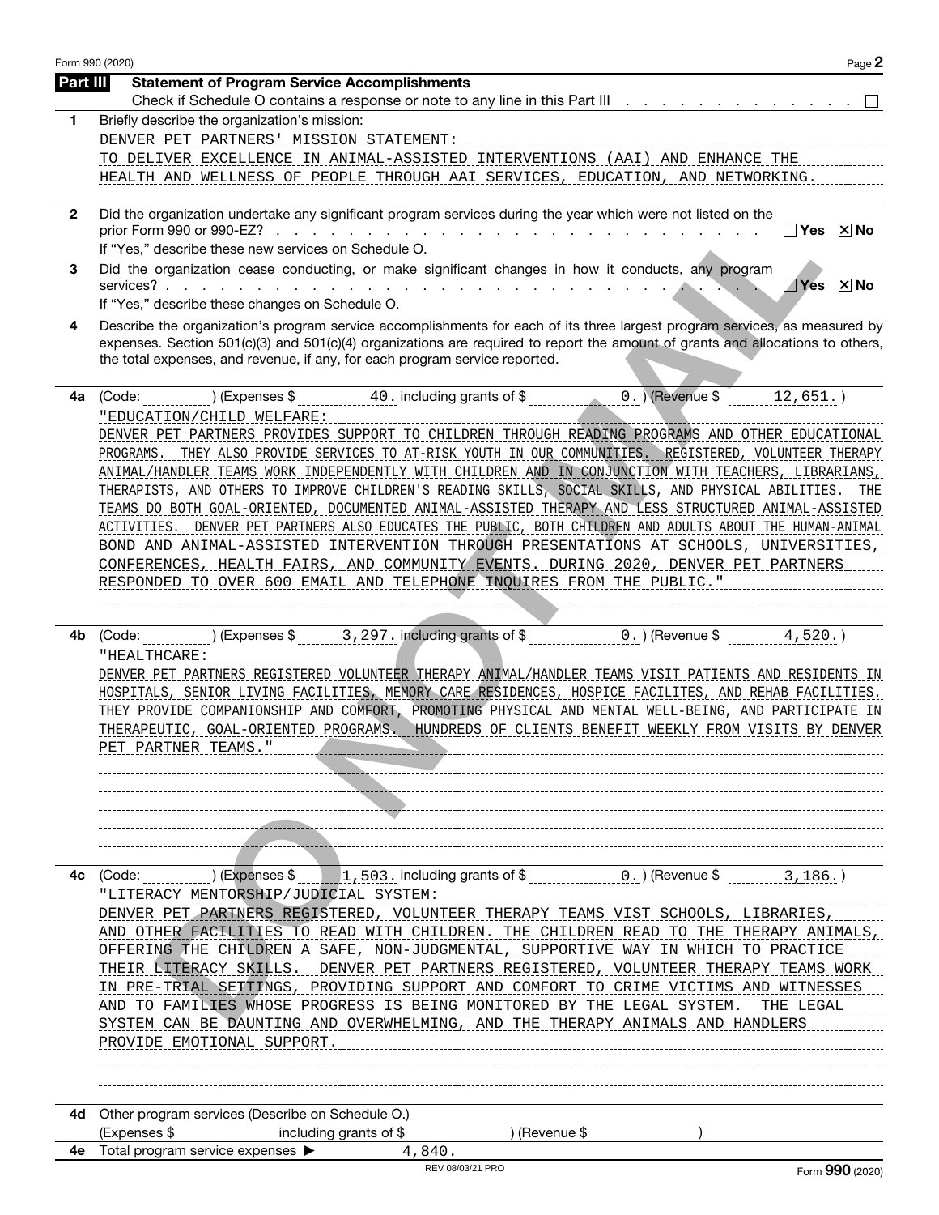Form 990 (2020) Page **2**

## Part III Statement of Program Service Accomplishments

Check if Schedule O contains a response or note to any line in this Part III . . . . . . . . . . . . . ☐

**1** Briefly describe the organization's mission:

DENVER PET PARTNERS' MISSION STATEMENT:
TO DELIVER EXCELLENCE IN ANIMAL-ASSISTED INTERVENTIONS (AAI) AND ENHANCE THE HEALTH AND WELLNESS OF PEOPLE THROUGH AAI SERVICES, EDUCATION, AND NETWORKING.

**2** Did the organization undertake any significant program services during the year which were not listed on the prior Form 990 or 990-EZ? . . . . . . . . . . . . . . . . . . . . . . ☐ Yes ☒ No

If "Yes," describe these new services on Schedule O.

**3** Did the organization cease conducting, or make significant changes in how it conducts, any program services? . . . . . . . . . . . . . . . . . . . . . . . . . . ☐ Yes ☒ No

If "Yes," describe these changes on Schedule O.

**4** Describe the organization's program service accomplishments for each of its three largest program services, as measured by expenses. Section 501(c)(3) and 501(c)(4) organizations are required to report the amount of grants and allocations to others, the total expenses, and revenue, if any, for each program service reported.

**4a** (Code: ) (Expenses $ 40. including grants of $ 0. ) (Revenue $ 12,651. )

"EDUCATION/CHILD WELFARE:
DENVER PET PARTNERS PROVIDES SUPPORT TO CHILDREN THROUGH READING PROGRAMS AND OTHER EDUCATIONAL PROGRAMS. THEY ALSO PROVIDE SERVICES TO AT-RISK YOUTH IN OUR COMMUNITIES. REGISTERED, VOLUNTEER THERAPY ANIMAL/HANDLER TEAMS WORK INDEPENDENTLY WITH CHILDREN AND IN CONJUNCTION WITH TEACHERS, LIBRARIANS, THERAPISTS, AND OTHERS TO IMPROVE CHILDREN'S READING SKILLS, SOCIAL SKILLS, AND PHYSICAL ABILITIES. THE TEAMS DO BOTH GOAL-ORIENTED, DOCUMENTED ANIMAL-ASSISTED THERAPY AND LESS STRUCTURED ANIMAL-ASSISTED ACTIVITIES. DENVER PET PARTNERS ALSO EDUCATES THE PUBLIC, BOTH CHILDREN AND ADULTS ABOUT THE HUMAN-ANIMAL BOND AND ANIMAL-ASSISTED INTERVENTION THROUGH PRESENTATIONS AT SCHOOLS, UNIVERSITIES, CONFERENCES, HEALTH FAIRS, AND COMMUNITY EVENTS. DURING 2020, DENVER PET PARTNERS RESPONDED TO OVER 600 EMAIL AND TELEPHONE INQUIRES FROM THE PUBLIC."

**4b** (Code: ) (Expenses $ 3,297. including grants of $ 0. ) (Revenue $ 4,520. )

"HEALTHCARE:
DENVER PET PARTNERS REGISTERED VOLUNTEER THERAPY ANIMAL/HANDLER TEAMS VISIT PATIENTS AND RESIDENTS IN HOSPITALS, SENIOR LIVING FACILITIES, MEMORY CARE RESIDENCES, HOSPICE FACILITES, AND REHAB FACILITIES. THEY PROVIDE COMPANIONSHIP AND COMFORT, PROMOTING PHYSICAL AND MENTAL WELL-BEING, AND PARTICIPATE IN THERAPEUTIC, GOAL-ORIENTED PROGRAMS. HUNDREDS OF CLIENTS BENEFIT WEEKLY FROM VISITS BY DENVER PET PARTNER TEAMS."

**4c** (Code: ) (Expenses $ 1,503. including grants of $ 0. ) (Revenue $ 3,186. )

"LITERACY MENTORSHIP/JUDICIAL SYSTEM:
DENVER PET PARTNERS REGISTERED, VOLUNTEER THERAPY TEAMS VIST SCHOOLS, LIBRARIES, AND OTHER FACILITIES TO READ WITH CHILDREN. THE CHILDREN READ TO THE THERAPY ANIMALS, OFFERING THE CHILDREN A SAFE, NON-JUDGMENTAL, SUPPORTIVE WAY IN WHICH TO PRACTICE THEIR LITERACY SKILLS. DENVER PET PARTNERS REGISTERED, VOLUNTEER THERAPY TEAMS WORK IN PRE-TRIAL SETTINGS, PROVIDING SUPPORT AND COMFORT TO CRIME VICTIMS AND WITNESSES AND TO FAMILIES WHOSE PROGRESS IS BEING MONITORED BY THE LEGAL SYSTEM. THE LEGAL SYSTEM CAN BE DAUNTING AND OVERWHELMING, AND THE THERAPY ANIMALS AND HANDLERS PROVIDE EMOTIONAL SUPPORT.

**4d** Other program services (Describe on Schedule O.)
(Expenses $ including grants of $ ) (Revenue $ )

**4e** Total program service expenses ▶ 4,840.

REV 08/03/21 PRO Form **990** (2020)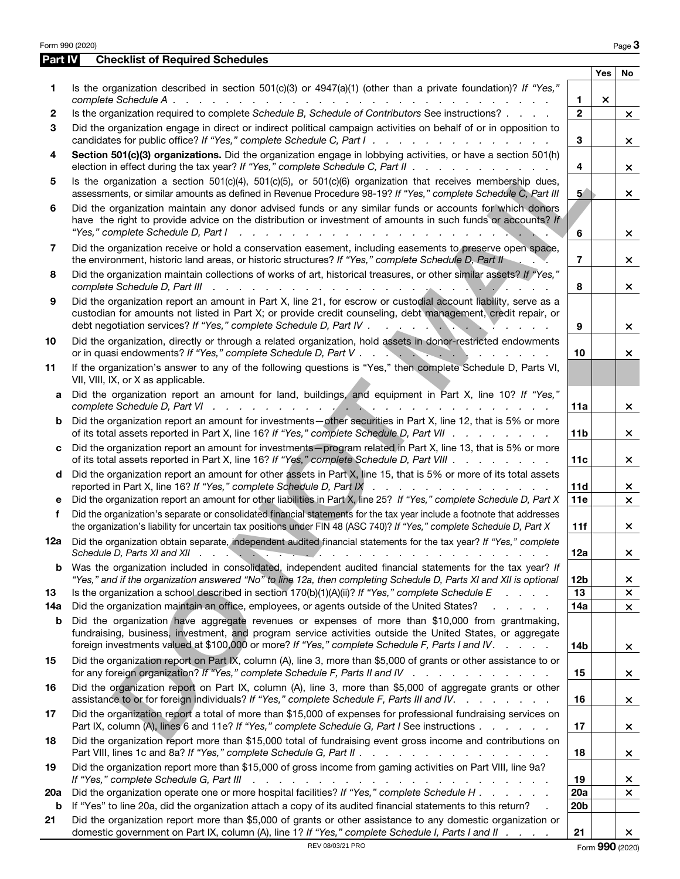## Part IV Checklist of Required Schedules

| | | | Yes | No |
|---|---|---|---|---|
| 1 | Is the organization described in section 501(c)(3) or 4947(a)(1) (other than a private foundation)? *If "Yes," complete Schedule A* | 1 | × | |
| 2 | Is the organization required to complete *Schedule B, Schedule of Contributors* See instructions? | 2 | | × |
| 3 | Did the organization engage in direct or indirect political campaign activities on behalf of or in opposition to candidates for public office? *If "Yes," complete Schedule C, Part I* | 3 | | × |
| 4 | **Section 501(c)(3) organizations.** Did the organization engage in lobbying activities, or have a section 501(h) election in effect during the tax year? *If "Yes," complete Schedule C, Part II* | 4 | | × |
| 5 | Is the organization a section 501(c)(4), 501(c)(5), or 501(c)(6) organization that receives membership dues, assessments, or similar amounts as defined in Revenue Procedure 98-19? *If "Yes," complete Schedule C, Part III* | 5 | | × |
| 6 | Did the organization maintain any donor advised funds or any similar funds or accounts for which donors have the right to provide advice on the distribution or investment of amounts in such funds or accounts? *If "Yes," complete Schedule D, Part I* | 6 | | × |
| 7 | Did the organization receive or hold a conservation easement, including easements to preserve open space, the environment, historic land areas, or historic structures? *If "Yes," complete Schedule D, Part II* | 7 | | × |
| 8 | Did the organization maintain collections of works of art, historical treasures, or other similar assets? *If "Yes," complete Schedule D, Part III* | 8 | | × |
| 9 | Did the organization report an amount in Part X, line 21, for escrow or custodial account liability, serve as a custodian for amounts not listed in Part X; or provide credit counseling, debt management, credit repair, or debt negotiation services? *If "Yes," complete Schedule D, Part IV* | 9 | | × |
| 10 | Did the organization, directly or through a related organization, hold assets in donor-restricted endowments or in quasi endowments? *If "Yes," complete Schedule D, Part V* | 10 | | × |
| 11 | If the organization's answer to any of the following questions is "Yes," then complete Schedule D, Parts VI, VII, VIII, IX, or X as applicable. | | | |
| a | Did the organization report an amount for land, buildings, and equipment in Part X, line 10? *If "Yes," complete Schedule D, Part VI* | 11a | | × |
| b | Did the organization report an amount for investments—other securities in Part X, line 12, that is 5% or more of its total assets reported in Part X, line 16? *If "Yes," complete Schedule D, Part VII* | 11b | | × |
| c | Did the organization report an amount for investments—program related in Part X, line 13, that is 5% or more of its total assets reported in Part X, line 16? *If "Yes," complete Schedule D, Part VIII* | 11c | | × |
| d | Did the organization report an amount for other assets in Part X, line 15, that is 5% or more of its total assets reported in Part X, line 16? *If "Yes," complete Schedule D, Part IX* | 11d | | × |
| e | Did the organization report an amount for other liabilities in Part X, line 25? *If "Yes," complete Schedule D, Part X* | 11e | | × |
| f | Did the organization's separate or consolidated financial statements for the tax year include a footnote that addresses the organization's liability for uncertain tax positions under FIN 48 (ASC 740)? *If "Yes," complete Schedule D, Part X* | 11f | | × |
| 12a | Did the organization obtain separate, independent audited financial statements for the tax year? *If "Yes," complete Schedule D, Parts XI and XII* | 12a | | × |
| b | Was the organization included in consolidated, independent audited financial statements for the tax year? *If "Yes," and if the organization answered "No" to line 12a, then completing Schedule D, Parts XI and XII is optional* | 12b | | × |
| 13 | Is the organization a school described in section 170(b)(1)(A)(ii)? *If "Yes," complete Schedule E* | 13 | | × |
| 14a | Did the organization maintain an office, employees, or agents outside of the United States? | 14a | | × |
| b | Did the organization have aggregate revenues or expenses of more than $10,000 from grantmaking, fundraising, business, investment, and program service activities outside the United States, or aggregate foreign investments valued at $100,000 or more? *If "Yes," complete Schedule F, Parts I and IV.* | 14b | | × |
| 15 | Did the organization report on Part IX, column (A), line 3, more than $5,000 of grants or other assistance to or for any foreign organization? *If "Yes," complete Schedule F, Parts II and IV* | 15 | | × |
| 16 | Did the organization report on Part IX, column (A), line 3, more than $5,000 of aggregate grants or other assistance to or for foreign individuals? *If "Yes," complete Schedule F, Parts III and IV.* | 16 | | × |
| 17 | Did the organization report a total of more than $15,000 of expenses for professional fundraising services on Part IX, column (A), lines 6 and 11e? *If "Yes," complete Schedule G, Part I* See instructions | 17 | | × |
| 18 | Did the organization report more than $15,000 total of fundraising event gross income and contributions on Part VIII, lines 1c and 8a? *If "Yes," complete Schedule G, Part II* | 18 | | × |
| 19 | Did the organization report more than $15,000 of gross income from gaming activities on Part VIII, line 9a? *If "Yes," complete Schedule G, Part III* | 19 | | × |
| 20a | Did the organization operate one or more hospital facilities? *If "Yes," complete Schedule H* | 20a | | × |
| b | If "Yes" to line 20a, did the organization attach a copy of its audited financial statements to this return? | 20b | | |
| 21 | Did the organization report more than $5,000 of grants or other assistance to any domestic organization or domestic government on Part IX, column (A), line 1? *If "Yes," complete Schedule I, Parts I and II* | 21 | | × |

REV 08/03/21 PRO

Form **990** (2020)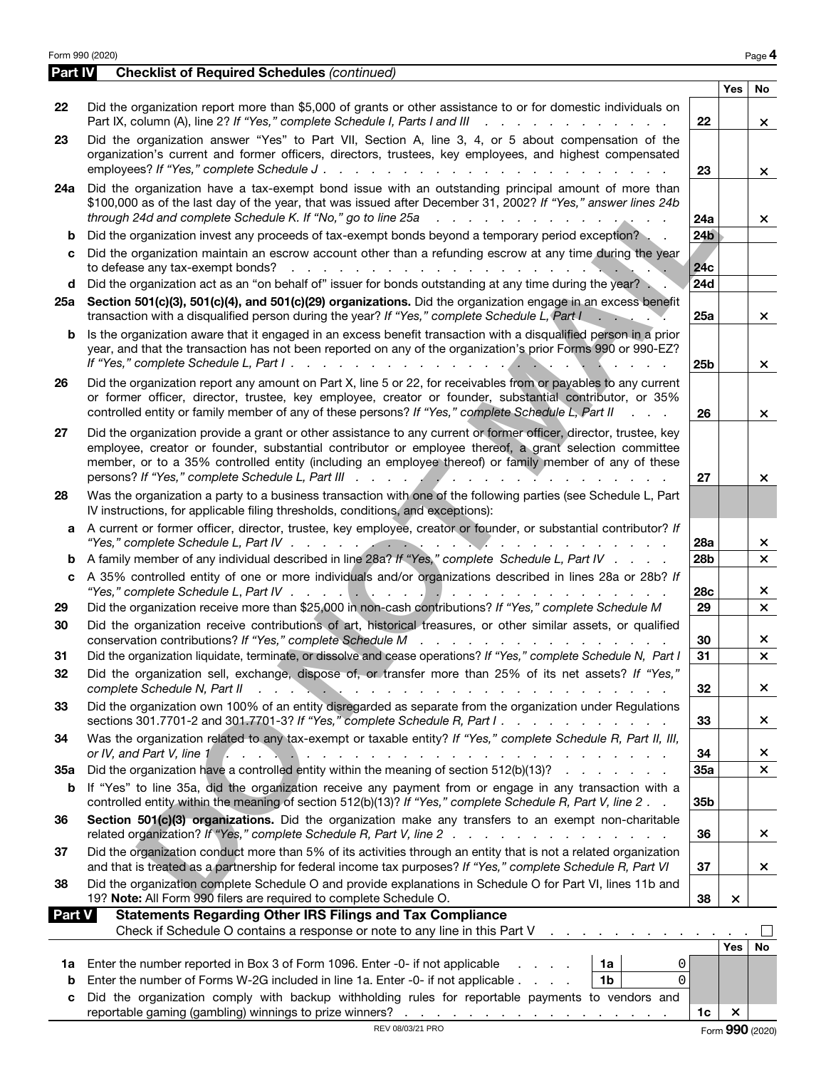## Part IV Checklist of Required Schedules *(continued)*

| | | | Yes | No |
|---|---|---|---|---|
| 22 | Did the organization report more than $5,000 of grants or other assistance to or for domestic individuals on Part IX, column (A), line 2? *If "Yes," complete Schedule I, Parts I and III* | 22 | | × |
| 23 | Did the organization answer "Yes" to Part VII, Section A, line 3, 4, or 5 about compensation of the organization's current and former officers, directors, trustees, key employees, and highest compensated employees? *If "Yes," complete Schedule J* | 23 | | × |
| 24a | Did the organization have a tax-exempt bond issue with an outstanding principal amount of more than $100,000 as of the last day of the year, that was issued after December 31, 2002? *If "Yes," answer lines 24b through 24d and complete Schedule K. If "No," go to line 25a* | 24a | | × |
| b | Did the organization invest any proceeds of tax-exempt bonds beyond a temporary period exception? | 24b | | |
| c | Did the organization maintain an escrow account other than a refunding escrow at any time during the year to defease any tax-exempt bonds? | 24c | | |
| d | Did the organization act as an "on behalf of" issuer for bonds outstanding at any time during the year? | 24d | | |
| 25a | **Section 501(c)(3), 501(c)(4), and 501(c)(29) organizations.** Did the organization engage in an excess benefit transaction with a disqualified person during the year? *If "Yes," complete Schedule L, Part I* | 25a | | × |
| b | Is the organization aware that it engaged in an excess benefit transaction with a disqualified person in a prior year, and that the transaction has not been reported on any of the organization's prior Forms 990 or 990-EZ? *If "Yes," complete Schedule L, Part I* | 25b | | × |
| 26 | Did the organization report any amount on Part X, line 5 or 22, for receivables from or payables to any current or former officer, director, trustee, key employee, creator or founder, substantial contributor, or 35% controlled entity or family member of any of these persons? *If "Yes," complete Schedule L, Part II* | 26 | | × |
| 27 | Did the organization provide a grant or other assistance to any current or former officer, director, trustee, key employee, creator or founder, substantial contributor or employee thereof, a grant selection committee member, or to a 35% controlled entity (including an employee thereof) or family member of any of these persons? *If "Yes," complete Schedule L, Part III* | 27 | | × |
| 28 | Was the organization a party to a business transaction with one of the following parties (see Schedule L, Part IV instructions, for applicable filing thresholds, conditions, and exceptions): | | | |
| a | A current or former officer, director, trustee, key employee, creator or founder, or substantial contributor? *If "Yes," complete Schedule L, Part IV* | 28a | | × |
| b | A family member of any individual described in line 28a? *If "Yes," complete Schedule L, Part IV* | 28b | | × |
| c | A 35% controlled entity of one or more individuals and/or organizations described in lines 28a or 28b? *If "Yes," complete Schedule L, Part IV* | 28c | | × |
| 29 | Did the organization receive more than $25,000 in non-cash contributions? *If "Yes," complete Schedule M* | 29 | | × |
| 30 | Did the organization receive contributions of art, historical treasures, or other similar assets, or qualified conservation contributions? *If "Yes," complete Schedule M* | 30 | | × |
| 31 | Did the organization liquidate, terminate, or dissolve and cease operations? *If "Yes," complete Schedule N, Part I* | 31 | | × |
| 32 | Did the organization sell, exchange, dispose of, or transfer more than 25% of its net assets? *If "Yes," complete Schedule N, Part II* | 32 | | × |
| 33 | Did the organization own 100% of an entity disregarded as separate from the organization under Regulations sections 301.7701-2 and 301.7701-3? *If "Yes," complete Schedule R, Part I* | 33 | | × |
| 34 | Was the organization related to any tax-exempt or taxable entity? *If "Yes," complete Schedule R, Part II, III, or IV, and Part V, line 1* | 34 | | × |
| 35a | Did the organization have a controlled entity within the meaning of section 512(b)(13)? | 35a | | × |
| b | If "Yes" to line 35a, did the organization receive any payment from or engage in any transaction with a controlled entity within the meaning of section 512(b)(13)? *If "Yes," complete Schedule R, Part V, line 2* | 35b | | |
| 36 | **Section 501(c)(3) organizations.** Did the organization make any transfers to an exempt non-charitable related organization? *If "Yes," complete Schedule R, Part V, line 2* | 36 | | × |
| 37 | Did the organization conduct more than 5% of its activities through an entity that is not a related organization and that is treated as a partnership for federal income tax purposes? *If "Yes," complete Schedule R, Part VI* | 37 | | × |
| 38 | Did the organization complete Schedule O and provide explanations in Schedule O for Part VI, lines 11b and 19? **Note:** All Form 990 filers are required to complete Schedule O. | 38 | × | |

## Part V Statements Regarding Other IRS Filings and Tax Compliance

Check if Schedule O contains a response or note to any line in this Part V ☐

| | | | | | Yes | No |
|---|---|---|---|---|---|---|
| 1a | Enter the number reported in Box 3 of Form 1096. Enter -0- if not applicable | 1a | 0 | | | |
| b | Enter the number of Forms W-2G included in line 1a. Enter -0- if not applicable | 1b | 0 | | | |
| c | Did the organization comply with backup withholding rules for reportable payments to vendors and reportable gaming (gambling) winnings to prize winners? | | | 1c | × | |

DO NOT MAIL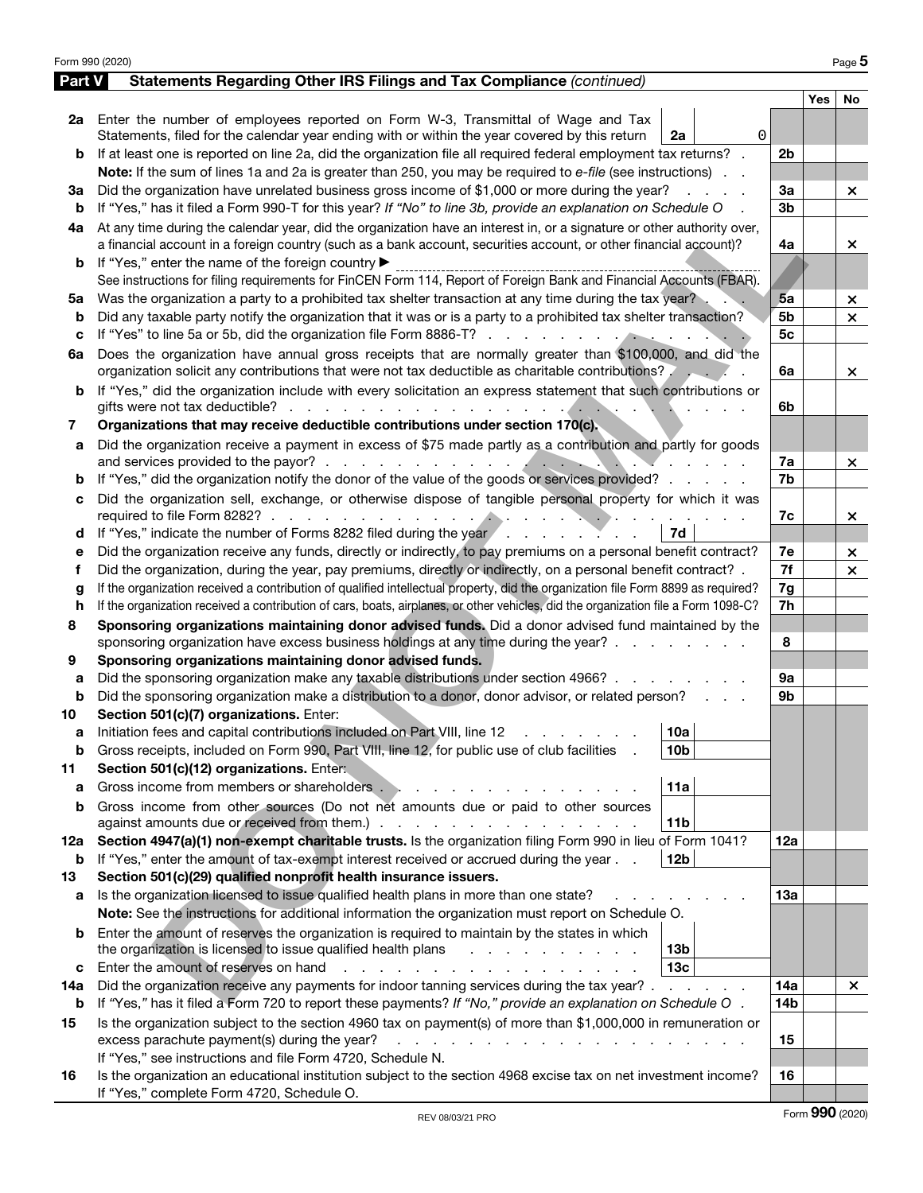Form 990 (2020)

## Part V Statements Regarding Other IRS Filings and Tax Compliance *(continued)*

| | | | | Yes | No |
|---|---|---|---|---|---|
| **2a** | Enter the number of employees reported on Form W-3, Transmittal of Wage and Tax Statements, filed for the calendar year ending with or within the year covered by this return | **2a** 0 | | | |
| **b** | If at least one is reported on line 2a, did the organization file all required federal employment tax returns? | | **2b** | | |
| | **Note:** If the sum of lines 1a and 2a is greater than 250, you may be required to *e-file* (see instructions) | | | | |
| **3a** | Did the organization have unrelated business gross income of $1,000 or more during the year? | | **3a** | | × |
| **b** | If "Yes," has it filed a Form 990-T for this year? *If "No" to line 3b, provide an explanation on Schedule O* | | **3b** | | |
| **4a** | At any time during the calendar year, did the organization have an interest in, or a signature or other authority over, a financial account in a foreign country (such as a bank account, securities account, or other financial account)? | | **4a** | | × |
| **b** | If "Yes," enter the name of the foreign country ▶ See instructions for filing requirements for FinCEN Form 114, Report of Foreign Bank and Financial Accounts (FBAR). | | | | |
| **5a** | Was the organization a party to a prohibited tax shelter transaction at any time during the tax year? | | **5a** | | × |
| **b** | Did any taxable party notify the organization that it was or is a party to a prohibited tax shelter transaction? | | **5b** | | × |
| **c** | If "Yes" to line 5a or 5b, did the organization file Form 8886-T? | | **5c** | | |
| **6a** | Does the organization have annual gross receipts that are normally greater than $100,000, and did the organization solicit any contributions that were not tax deductible as charitable contributions? | | **6a** | | × |
| **b** | If "Yes," did the organization include with every solicitation an express statement that such contributions or gifts were not tax deductible? | | **6b** | | |
| **7** | **Organizations that may receive deductible contributions under section 170(c).** | | | | |
| **a** | Did the organization receive a payment in excess of $75 made partly as a contribution and partly for goods and services provided to the payor? | | **7a** | | × |
| **b** | If "Yes," did the organization notify the donor of the value of the goods or services provided? | | **7b** | | |
| **c** | Did the organization sell, exchange, or otherwise dispose of tangible personal property for which it was required to file Form 8282? | | **7c** | | × |
| **d** | If "Yes," indicate the number of Forms 8282 filed during the year | **7d** | | | |
| **e** | Did the organization receive any funds, directly or indirectly, to pay premiums on a personal benefit contract? | | **7e** | | × |
| **f** | Did the organization, during the year, pay premiums, directly or indirectly, on a personal benefit contract? | | **7f** | | × |
| **g** | If the organization received a contribution of qualified intellectual property, did the organization file Form 8899 as required? | | **7g** | | |
| **h** | If the organization received a contribution of cars, boats, airplanes, or other vehicles, did the organization file a Form 1098-C? | | **7h** | | |
| **8** | **Sponsoring organizations maintaining donor advised funds.** Did a donor advised fund maintained by the sponsoring organization have excess business holdings at any time during the year? | | **8** | | |
| **9** | **Sponsoring organizations maintaining donor advised funds.** | | | | |
| **a** | Did the sponsoring organization make any taxable distributions under section 4966? | | **9a** | | |
| **b** | Did the sponsoring organization make a distribution to a donor, donor advisor, or related person? | | **9b** | | |
| **10** | **Section 501(c)(7) organizations.** Enter: | | | | |
| **a** | Initiation fees and capital contributions included on Part VIII, line 12 | **10a** | | | |
| **b** | Gross receipts, included on Form 990, Part VIII, line 12, for public use of club facilities | **10b** | | | |
| **11** | **Section 501(c)(12) organizations.** Enter: | | | | |
| **a** | Gross income from members or shareholders | **11a** | | | |
| **b** | Gross income from other sources (Do not net amounts due or paid to other sources against amounts due or received from them.) | **11b** | | | |
| **12a** | **Section 4947(a)(1) non-exempt charitable trusts.** Is the organization filing Form 990 in lieu of Form 1041? | | **12a** | | |
| **b** | If "Yes," enter the amount of tax-exempt interest received or accrued during the year | **12b** | | | |
| **13** | **Section 501(c)(29) qualified nonprofit health insurance issuers.** | | | | |
| **a** | Is the organization licensed to issue qualified health plans in more than one state? | | **13a** | | |
| | **Note:** See the instructions for additional information the organization must report on Schedule O. | | | | |
| **b** | Enter the amount of reserves the organization is required to maintain by the states in which the organization is licensed to issue qualified health plans | **13b** | | | |
| **c** | Enter the amount of reserves on hand | **13c** | | | |
| **14a** | Did the organization receive any payments for indoor tanning services during the tax year? | | **14a** | | × |
| **b** | If "Yes," has it filed a Form 720 to report these payments? *If "No," provide an explanation on Schedule O* | | **14b** | | |
| **15** | Is the organization subject to the section 4960 tax on payment(s) of more than $1,000,000 in remuneration or excess parachute payment(s) during the year? If "Yes," see instructions and file Form 4720, Schedule N. | | **15** | | |
| **16** | Is the organization an educational institution subject to the section 4968 excise tax on net investment income? If "Yes," complete Form 4720, Schedule O. | | **16** | | |

DO NOT MAIL

REV 08/03/21 PRO

Form **990** (2020)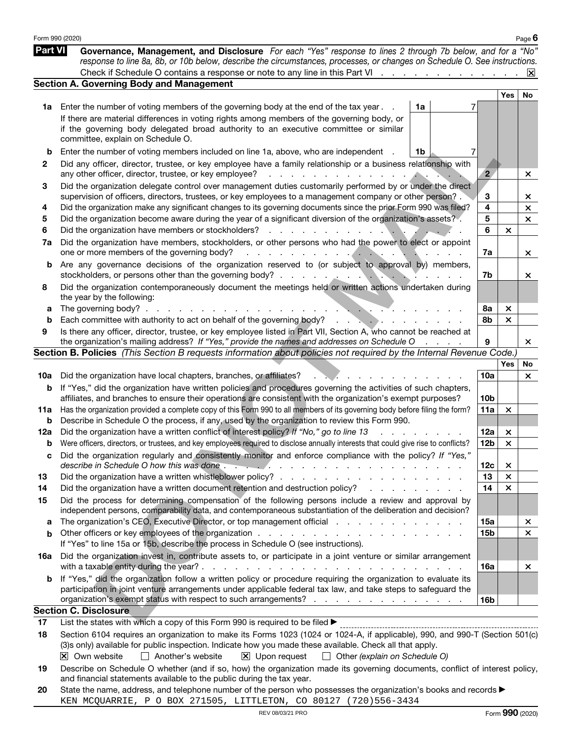**Part VI** **Governance, Management, and Disclosure** *For each "Yes" response to lines 2 through 7b below, and for a "No" response to line 8a, 8b, or 10b below, describe the circumstances, processes, or changes on Schedule O. See instructions.*

Check if Schedule O contains a response or note to any line in this Part VI . . . . . . . . . . . . . . . ☒

## Section A. Governing Body and Management

| | | | | | Yes | No |
|---|---|---|---|---|---|---|
| **1a** | Enter the number of voting members of the governing body at the end of the tax year . . If there are material differences in voting rights among members of the governing body, or if the governing body delegated broad authority to an executive committee or similar committee, explain on Schedule O. | 1a | 7 | | | |
| **b** | Enter the number of voting members included on line 1a, above, who are independent . | 1b | 7 | | | |
| **2** | Did any officer, director, trustee, or key employee have a family relationship or a business relationship with any other officer, director, trustee, or key employee? | | | 2 | | × |
| **3** | Did the organization delegate control over management duties customarily performed by or under the direct supervision of officers, directors, trustees, or key employees to a management company or other person? . | | | 3 | | × |
| **4** | Did the organization make any significant changes to its governing documents since the prior Form 990 was filed? | | | 4 | | × |
| **5** | Did the organization become aware during the year of a significant diversion of the organization's assets? . | | | 5 | | × |
| **6** | Did the organization have members or stockholders? | | | 6 | × | |
| **7a** | Did the organization have members, stockholders, or other persons who had the power to elect or appoint one or more members of the governing body? | | | 7a | | × |
| **b** | Are any governance decisions of the organization reserved to (or subject to approval by) members, stockholders, or persons other than the governing body? | | | 7b | | × |
| **8** | Did the organization contemporaneously document the meetings held or written actions undertaken during the year by the following: | | | | | |
| **a** | The governing body? | | | 8a | × | |
| **b** | Each committee with authority to act on behalf of the governing body? | | | 8b | × | |
| **9** | Is there any officer, director, trustee, or key employee listed in Part VII, Section A, who cannot be reached at the organization's mailing address? *If "Yes," provide the names and addresses on Schedule O* | | | 9 | | × |

## Section B. Policies *(This Section B requests information about policies not required by the Internal Revenue Code.)*

| | | | Yes | No |
|---|---|---|---|---|
| **10a** | Did the organization have local chapters, branches, or affiliates? | 10a | | × |
| **b** | If "Yes," did the organization have written policies and procedures governing the activities of such chapters, affiliates, and branches to ensure their operations are consistent with the organization's exempt purposes? | 10b | | |
| **11a** | Has the organization provided a complete copy of this Form 990 to all members of its governing body before filing the form? | 11a | × | |
| **b** | Describe in Schedule O the process, if any, used by the organization to review this Form 990. | | | |
| **12a** | Did the organization have a written conflict of interest policy? *If "No," go to line 13* | 12a | × | |
| **b** | Were officers, directors, or trustees, and key employees required to disclose annually interests that could give rise to conflicts? | 12b | × | |
| **c** | Did the organization regularly and consistently monitor and enforce compliance with the policy? *If "Yes," describe in Schedule O how this was done* | 12c | × | |
| **13** | Did the organization have a written whistleblower policy? | 13 | × | |
| **14** | Did the organization have a written document retention and destruction policy? | 14 | × | |
| **15** | Did the process for determining compensation of the following persons include a review and approval by independent persons, comparability data, and contemporaneous substantiation of the deliberation and decision? | | | |
| **a** | The organization's CEO, Executive Director, or top management official | 15a | | × |
| **b** | Other officers or key employees of the organization | 15b | | × |
| | If "Yes" to line 15a or 15b, describe the process in Schedule O (see instructions). | | | |
| **16a** | Did the organization invest in, contribute assets to, or participate in a joint venture or similar arrangement with a taxable entity during the year? | 16a | | × |
| **b** | If "Yes," did the organization follow a written policy or procedure requiring the organization to evaluate its participation in joint venture arrangements under applicable federal tax law, and take steps to safeguard the organization's exempt status with respect to such arrangements? | 16b | | |

## Section C. Disclosure

**17** List the states with which a copy of this Form 990 is required to be filed ▶

**18** Section 6104 requires an organization to make its Forms 1023 (1024 or 1024-A, if applicable), 990, and 990-T (Section 501(c)(3)s only) available for public inspection. Indicate how you made these available. Check all that apply.

☒ Own website ☐ Another's website ☒ Upon request ☐ Other *(explain on Schedule O)*

**19** Describe on Schedule O whether (and if so, how) the organization made its governing documents, conflict of interest policy, and financial statements available to the public during the tax year.

**20** State the name, address, and telephone number of the person who possesses the organization's books and records ▶

KEN MCQUARRIE, P O BOX 271505, LITTLETON, CO 80127 (720)556-3434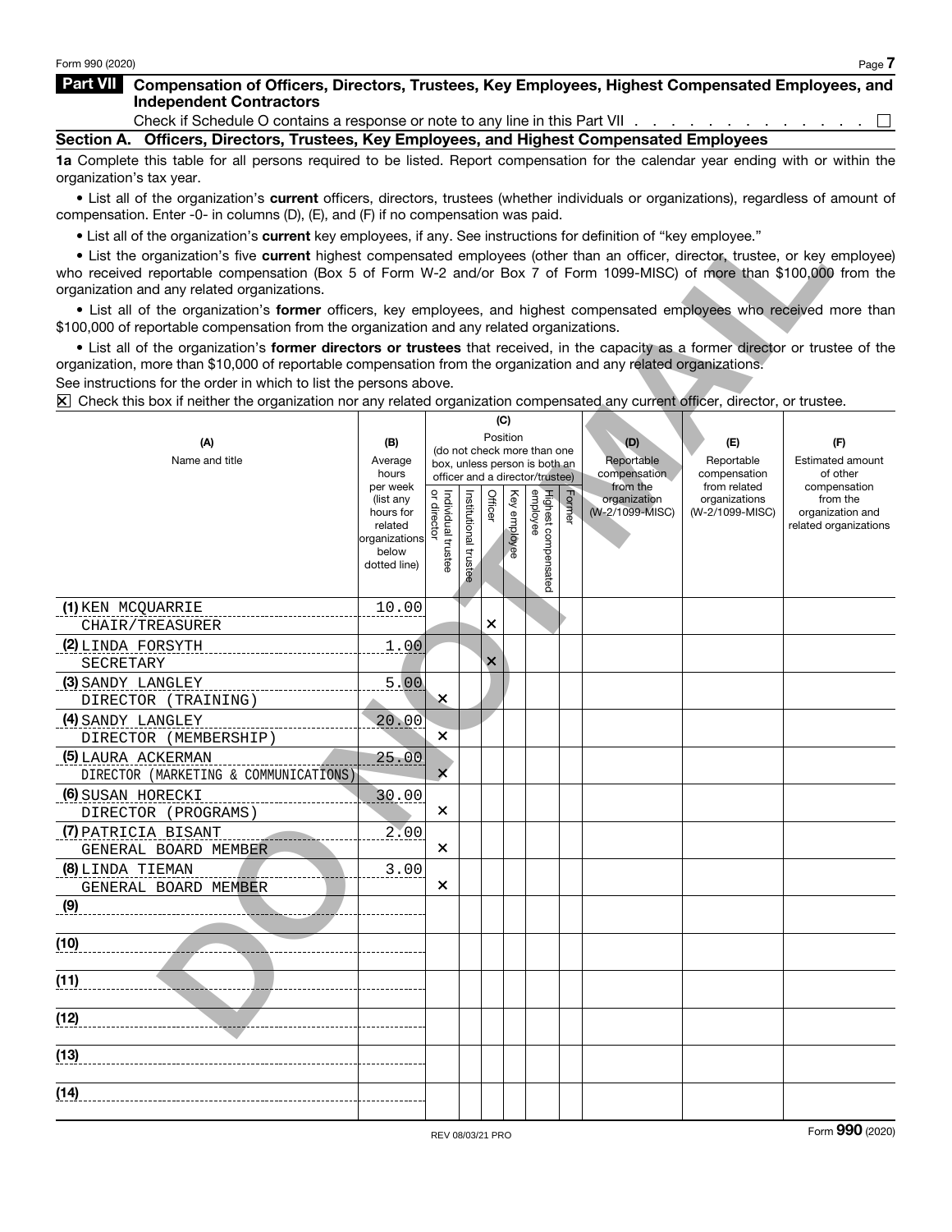Form 990 (2020)

## Part VII Compensation of Officers, Directors, Trustees, Key Employees, Highest Compensated Employees, and Independent Contractors

Check if Schedule O contains a response or note to any line in this Part VII . . . . . . . . . . . . . . ☐

### Section A. Officers, Directors, Trustees, Key Employees, and Highest Compensated Employees

**1a** Complete this table for all persons required to be listed. Report compensation for the calendar year ending with or within the organization's tax year.

• List all of the organization's **current** officers, directors, trustees (whether individuals or organizations), regardless of amount of compensation. Enter -0- in columns (D), (E), and (F) if no compensation was paid.

• List all of the organization's **current** key employees, if any. See instructions for definition of "key employee."

• List the organization's five **current** highest compensated employees (other than an officer, director, trustee, or key employee) who received reportable compensation (Box 5 of Form W-2 and/or Box 7 of Form 1099-MISC) of more than $100,000 from the organization and any related organizations.

• List all of the organization's **former** officers, key employees, and highest compensated employees who received more than $100,000 of reportable compensation from the organization and any related organizations.

• List all of the organization's **former directors or trustees** that received, in the capacity as a former director or trustee of the organization, more than $10,000 of reportable compensation from the organization and any related organizations.

See instructions for the order in which to list the persons above.

☒ Check this box if neither the organization nor any related organization compensated any current officer, director, or trustee.

| (A) Name and title | (B) Average hours per week (list any hours for related organizations below dotted line) | (C) Position: Individual trustee or director | Institutional trustee | Officer | Key employee | Highest compensated employee | Former | (D) Reportable compensation from the organization (W-2/1099-MISC) | (E) Reportable compensation from related organizations (W-2/1099-MISC) | (F) Estimated amount of other compensation from the organization and related organizations |
|---|---|---|---|---|---|---|---|---|---|---|
| (1) KEN MCQUARRIE<br>CHAIR/TREASURER | 10.00 | | | X | | | | | | |
| (2) LINDA FORSYTH<br>SECRETARY | 1.00 | | | X | | | | | | |
| (3) SANDY LANGLEY<br>DIRECTOR (TRAINING) | 5.00 | X | | | | | | | | |
| (4) SANDY LANGLEY<br>DIRECTOR (MEMBERSHIP) | 20.00 | X | | | | | | | | |
| (5) LAURA ACKERMAN<br>DIRECTOR (MARKETING & COMMUNICATIONS) | 25.00 | X | | | | | | | | |
| (6) SUSAN HORECKI<br>DIRECTOR (PROGRAMS) | 30.00 | X | | | | | | | | |
| (7) PATRICIA BISANT<br>GENERAL BOARD MEMBER | 2.00 | X | | | | | | | | |
| (8) LINDA TIEMAN<br>GENERAL BOARD MEMBER | 3.00 | X | | | | | | | | |
| (9) | | | | | | | | | | |
| (10) | | | | | | | | | | |
| (11) | | | | | | | | | | |
| (12) | | | | | | | | | | |
| (13) | | | | | | | | | | |
| (14) | | | | | | | | | | |

DO NOT MAIL

REV 08/03/21 PRO

Form **990** (2020)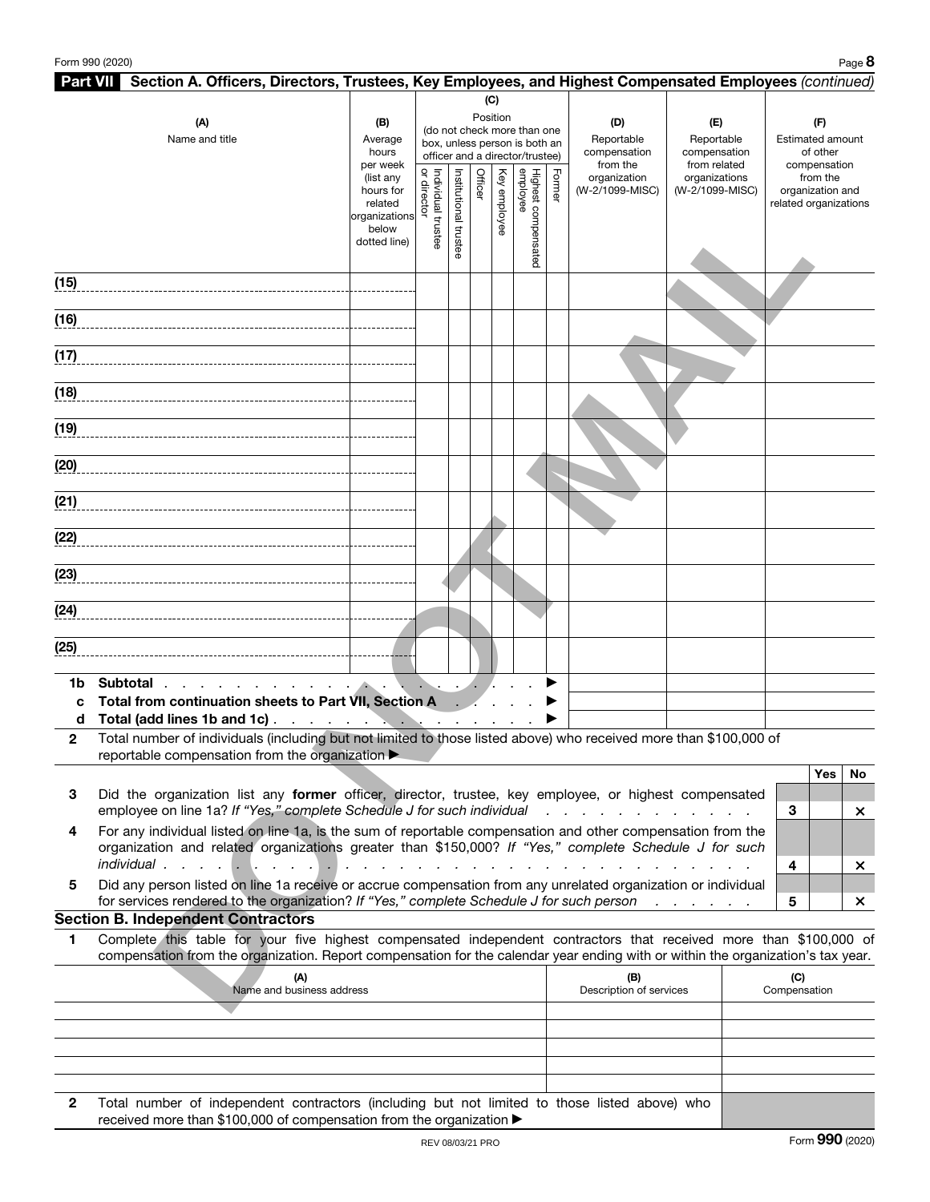## Part VII Section A. Officers, Directors, Trustees, Key Employees, and Highest Compensated Employees *(continued)*

| (A) Name and title | (B) Average hours per week (list any hours for related organizations below dotted line) | (C) Position (do not check more than one box, unless person is both an officer and a director/trustee) | | | | | | (D) Reportable compensation from the organization (W-2/1099-MISC) | (E) Reportable compensation from related organizations (W-2/1099-MISC) | (F) Estimated amount of other compensation from the organization and related organizations |
|---|---|---|---|---|---|---|---|---|---|---|
| | | Individual trustee or director | Institutional trustee | Officer | Key employee | Highest compensated employee | Former | | | |
| (15) | | | | | | | | | | |
| (16) | | | | | | | | | | |
| (17) | | | | | | | | | | |
| (18) | | | | | | | | | | |
| (19) | | | | | | | | | | |
| (20) | | | | | | | | | | |
| (21) | | | | | | | | | | |
| (22) | | | | | | | | | | |
| (23) | | | | | | | | | | |
| (24) | | | | | | | | | | |
| (25) | | | | | | | | | | |

**1b Subtotal** ▶

**c Total from continuation sheets to Part VII, Section A** ▶

**d Total (add lines 1b and 1c)** ▶

**2** Total number of individuals (including but not limited to those listed above) who received more than $100,000 of reportable compensation from the organization ▶

| | | | Yes | No |
|---|---|---|---|---|
| 3 | Did the organization list any **former** officer, director, trustee, key employee, or highest compensated employee on line 1a? *If "Yes," complete Schedule J for such individual* | 3 | | × |
| 4 | For any individual listed on line 1a, is the sum of reportable compensation and other compensation from the organization and related organizations greater than $150,000? *If "Yes," complete Schedule J for such individual* | 4 | | × |
| 5 | Did any person listed on line 1a receive or accrue compensation from any unrelated organization or individual for services rendered to the organization? *If "Yes," complete Schedule J for such person* | 5 | | × |

### Section B. Independent Contractors

**1** Complete this table for your five highest compensated independent contractors that received more than $100,000 of compensation from the organization. Report compensation for the calendar year ending with or within the organization's tax year.

| (A) Name and business address | (B) Description of services | (C) Compensation |
|---|---|---|
| | | |
| | | |
| | | |
| | | |
| | | |

**2** Total number of independent contractors (including but not limited to those listed above) who received more than $100,000 of compensation from the organization ▶

REV 08/03/21 PRO

DO NOT MAIL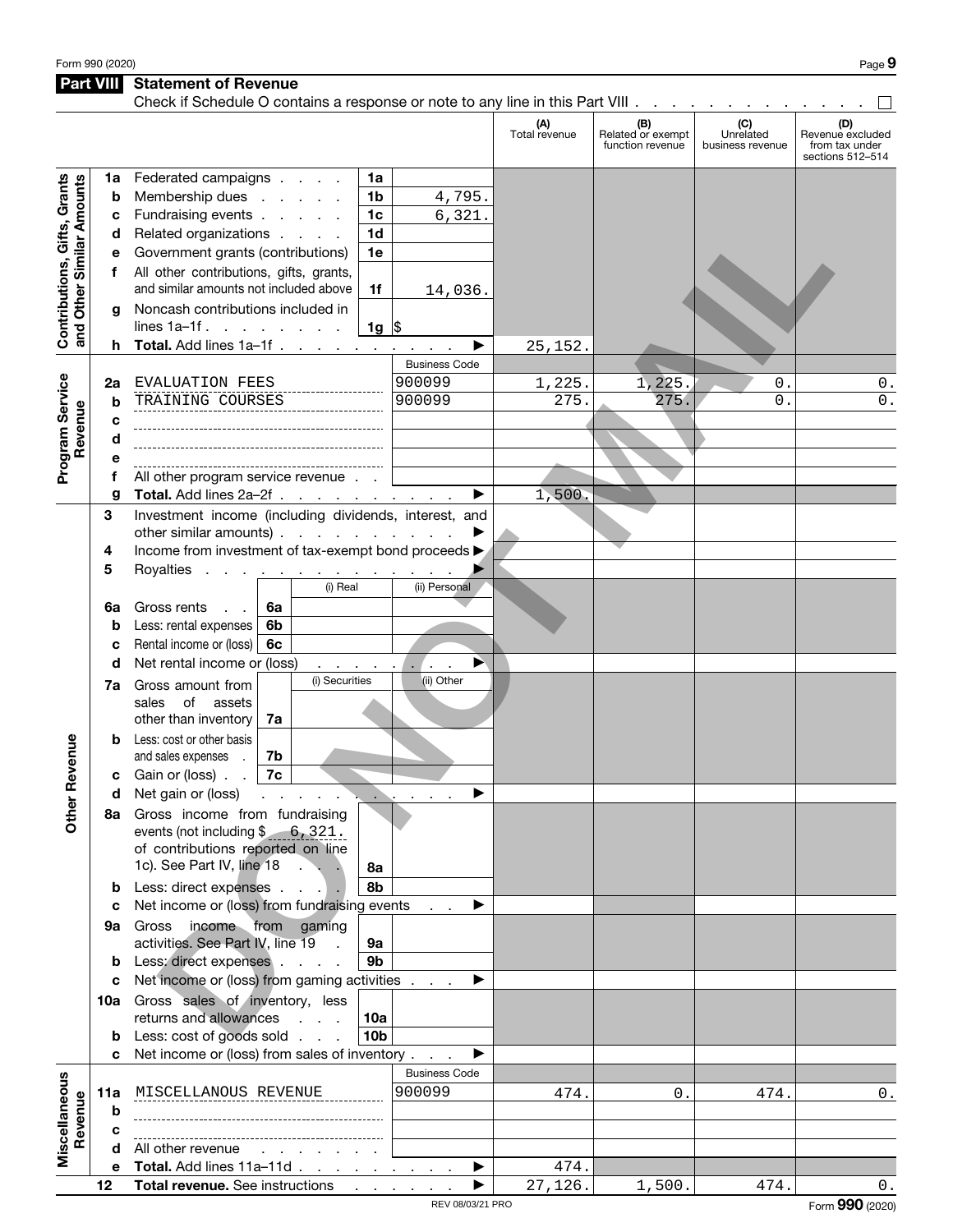Form 990 (2020)

## Part VIII Statement of Revenue

Check if Schedule O contains a response or note to any line in this Part VIII . . . . . . . . . . . . . ☐

| | | | | (A) Total revenue | (B) Related or exempt function revenue | (C) Unrelated business revenue | (D) Revenue excluded from tax under sections 512–514 |
|---|---|---|---|---|---|---|---|
| **Contributions, Gifts, Grants and Other Similar Amounts** | 1a | Federated campaigns . . . . 1a | | | | | |
| | b | Membership dues . . . . . 1b | 4,795. | | | | |
| | c | Fundraising events . . . . . 1c | 6,321. | | | | |
| | d | Related organizations . . . . 1d | | | | | |
| | e | Government grants (contributions) 1e | | | | | |
| | f | All other contributions, gifts, grants, and similar amounts not included above 1f | 14,036. | | | | |
| | g | Noncash contributions included in lines 1a–1f . . . . . . . . 1g $ | | | | | |
| | h | **Total.** Add lines 1a–1f . . . . . . . . . ▶ | | 25,152. | | | |
| **Program Service Revenue** | | | Business Code | | | | |
| | 2a | EVALUATION FEES | 900099 | 1,225. | 1,225. | 0. | 0. |
| | b | TRAINING COURSES | 900099 | 275. | 275. | 0. | 0. |
| | c | | | | | | |
| | d | | | | | | |
| | e | | | | | | |
| | f | All other program service revenue . . | | | | | |
| | g | **Total.** Add lines 2a–2f . . . . . . . . . ▶ | | 1,500. | | | |
| **Other Revenue** | 3 | Investment income (including dividends, interest, and other similar amounts) . . . . . . . . . ▶ | | | | | |
| | 4 | Income from investment of tax-exempt bond proceeds ▶ | | | | | |
| | 5 | Royalties . . . . . . . . . . . . . . ▶ | | | | | |
| | | (i) Real | (ii) Personal | | | | |
| | 6a | Gross rents . . 6a | | | | | |
| | b | Less: rental expenses 6b | | | | | |
| | c | Rental income or (loss) 6c | | | | | |
| | d | Net rental income or (loss) . . . . . . . . ▶ | | | | | |
| | | (i) Securities | (ii) Other | | | | |
| | 7a | Gross amount from sales of assets other than inventory 7a | | | | | |
| | b | Less: cost or other basis and sales expenses . 7b | | | | | |
| | c | Gain or (loss) . . 7c | | | | | |
| | d | Net gain or (loss) . . . . . . . . . . . ▶ | | | | | |
| | 8a | Gross income from fundraising events (not including $ 6,321. of contributions reported on line 1c). See Part IV, line 18 . . . 8a | | | | | |
| | b | Less: direct expenses . . . . 8b | | | | | |
| | c | Net income or (loss) from fundraising events . . ▶ | | | | | |
| | 9a | Gross income from gaming activities. See Part IV, line 19 . 9a | | | | | |
| | b | Less: direct expenses . . . . 9b | | | | | |
| | c | Net income or (loss) from gaming activities . . . ▶ | | | | | |
| | 10a | Gross sales of inventory, less returns and allowances . . . 10a | | | | | |
| | b | Less: cost of goods sold . . . 10b | | | | | |
| | c | Net income or (loss) from sales of inventory . . . ▶ | | | | | |
| **Miscellaneous Revenue** | | | Business Code | | | | |
| | 11a | MISCELLANOUS REVENUE | 900099 | 474. | 0. | 474. | 0. |
| | b | | | | | | |
| | c | | | | | | |
| | d | All other revenue . . . . . . . | | | | | |
| | e | **Total.** Add lines 11a–11d . . . . . . . . . ▶ | | 474. | | | |
| | 12 | **Total revenue.** See instructions . . . . . . ▶ | | 27,126. | 1,500. | 474. | 0. |

REV 08/03/21 PRO

Form **990** (2020)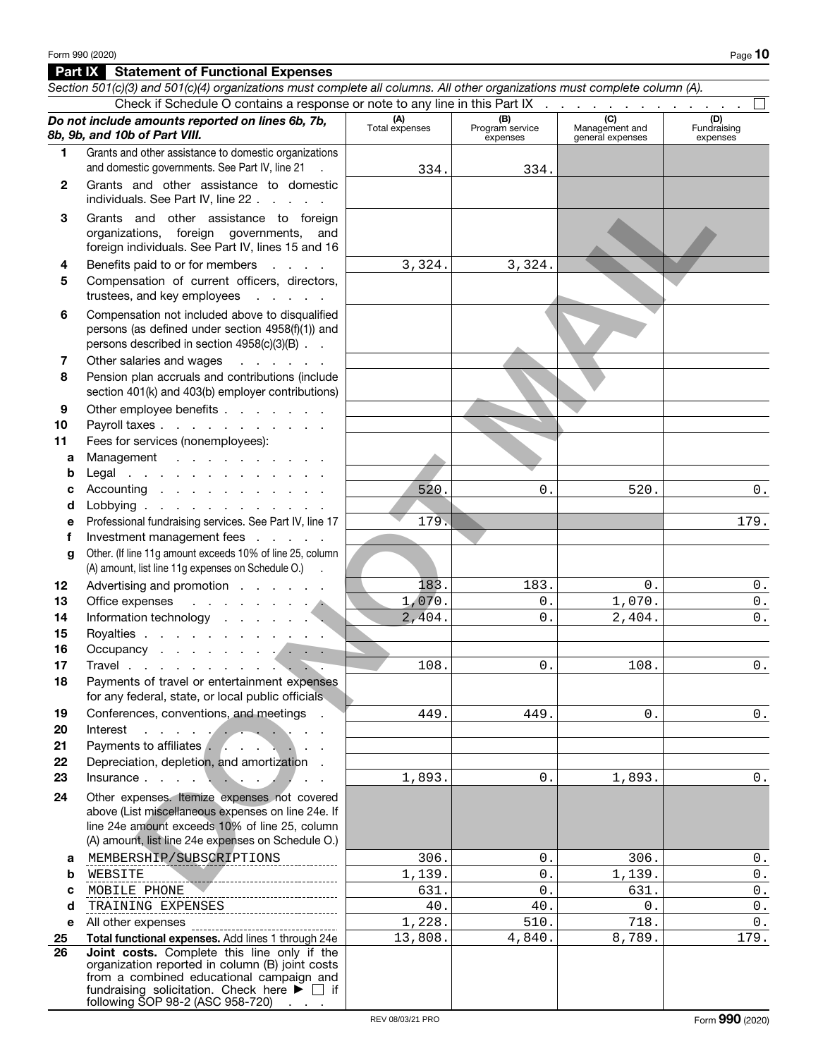## Part IX Statement of Functional Expenses

*Section 501(c)(3) and 501(c)(4) organizations must complete all columns. All other organizations must complete column (A).*

Check if Schedule O contains a response or note to any line in this Part IX . . . . . . . . . . . . . . ☐

| | *Do not include amounts reported on lines 6b, 7b, 8b, 9b, and 10b of Part VIII.* | (A) Total expenses | (B) Program service expenses | (C) Management and general expenses | (D) Fundraising expenses |
|---|---|---|---|---|---|
| 1 | Grants and other assistance to domestic organizations and domestic governments. See Part IV, line 21 | 334. | 334. | | |
| 2 | Grants and other assistance to domestic individuals. See Part IV, line 22 | | | | |
| 3 | Grants and other assistance to foreign organizations, foreign governments, and foreign individuals. See Part IV, lines 15 and 16 | | | | |
| 4 | Benefits paid to or for members | 3,324. | 3,324. | | |
| 5 | Compensation of current officers, directors, trustees, and key employees | | | | |
| 6 | Compensation not included above to disqualified persons (as defined under section 4958(f)(1)) and persons described in section 4958(c)(3)(B) | | | | |
| 7 | Other salaries and wages | | | | |
| 8 | Pension plan accruals and contributions (include section 401(k) and 403(b) employer contributions) | | | | |
| 9 | Other employee benefits | | | | |
| 10 | Payroll taxes | | | | |
| 11 | Fees for services (nonemployees): | | | | |
| a | Management | | | | |
| b | Legal | | | | |
| c | Accounting | 520. | 0. | 520. | 0. |
| d | Lobbying | | | | |
| e | Professional fundraising services. See Part IV, line 17 | 179. | | | 179. |
| f | Investment management fees | | | | |
| g | Other. (If line 11g amount exceeds 10% of line 25, column (A) amount, list line 11g expenses on Schedule O.) | | | | |
| 12 | Advertising and promotion | 183. | 183. | 0. | 0. |
| 13 | Office expenses | 1,070. | 0. | 1,070. | 0. |
| 14 | Information technology | 2,404. | 0. | 2,404. | 0. |
| 15 | Royalties | | | | |
| 16 | Occupancy | | | | |
| 17 | Travel | 108. | 0. | 108. | 0. |
| 18 | Payments of travel or entertainment expenses for any federal, state, or local public officials | | | | |
| 19 | Conferences, conventions, and meetings | 449. | 449. | 0. | 0. |
| 20 | Interest | | | | |
| 21 | Payments to affiliates | | | | |
| 22 | Depreciation, depletion, and amortization | | | | |
| 23 | Insurance | 1,893. | 0. | 1,893. | 0. |
| 24 | Other expenses. Itemize expenses not covered above (List miscellaneous expenses on line 24e. If line 24e amount exceeds 10% of line 25, column (A) amount, list line 24e expenses on Schedule O.) | | | | |
| a | MEMBERSHIP/SUBSCRIPTIONS | 306. | 0. | 306. | 0. |
| b | WEBSITE | 1,139. | 0. | 1,139. | 0. |
| c | MOBILE PHONE | 631. | 0. | 631. | 0. |
| d | TRAINING EXPENSES | 40. | 40. | 0. | 0. |
| e | All other expenses | 1,228. | 510. | 718. | 0. |
| 25 | **Total functional expenses.** Add lines 1 through 24e | 13,808. | 4,840. | 8,789. | 179. |
| 26 | **Joint costs.** Complete this line only if the organization reported in column (B) joint costs from a combined educational campaign and fundraising solicitation. Check here ▶ ☐ if following SOP 98-2 (ASC 958-720) | | | | |

DO NOT MAIL

REV 08/03/21 PRO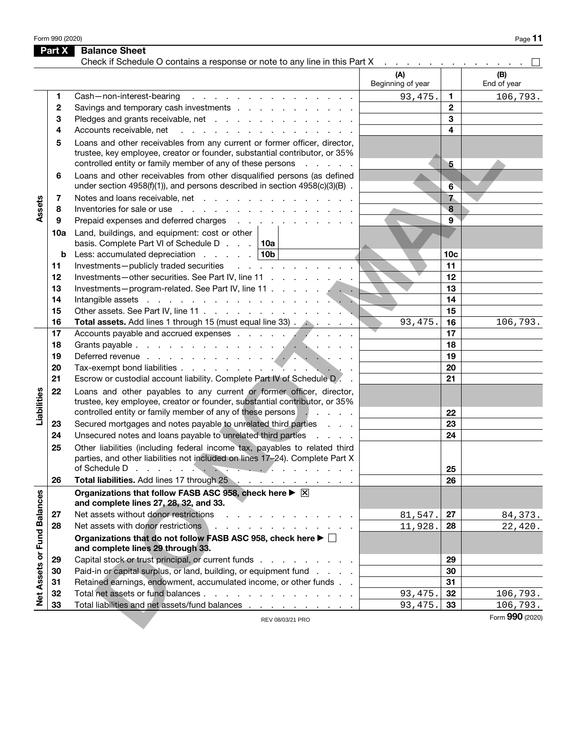## Part X Balance Sheet

Check if Schedule O contains a response or note to any line in this Part X . . . . . . . . . . . . . ☐

| | | | (A) Beginning of year | | (B) End of year |
|---|---|---|---|---|---|
| Assets | 1 | Cash—non-interest-bearing | 93,475. | 1 | 106,793. |
| | 2 | Savings and temporary cash investments | | 2 | |
| | 3 | Pledges and grants receivable, net | | 3 | |
| | 4 | Accounts receivable, net | | 4 | |
| | 5 | Loans and other receivables from any current or former officer, director, trustee, key employee, creator or founder, substantial contributor, or 35% controlled entity or family member of any of these persons | | 5 | |
| | 6 | Loans and other receivables from other disqualified persons (as defined under section 4958(f)(1)), and persons described in section 4958(c)(3)(B) | | 6 | |
| | 7 | Notes and loans receivable, net | | 7 | |
| | 8 | Inventories for sale or use | | 8 | |
| | 9 | Prepaid expenses and deferred charges | | 9 | |
| | 10a | Land, buildings, and equipment: cost or other basis. Complete Part VI of Schedule D . . . 10a | | | |
| | b | Less: accumulated depreciation . . . . . 10b | | 10c | |
| | 11 | Investments—publicly traded securities | | 11 | |
| | 12 | Investments—other securities. See Part IV, line 11 | | 12 | |
| | 13 | Investments—program-related. See Part IV, line 11 | | 13 | |
| | 14 | Intangible assets | | 14 | |
| | 15 | Other assets. See Part IV, line 11 | | 15 | |
| | 16 | **Total assets.** Add lines 1 through 15 (must equal line 33) | 93,475. | 16 | 106,793. |
| Liabilities | 17 | Accounts payable and accrued expenses | | 17 | |
| | 18 | Grants payable | | 18 | |
| | 19 | Deferred revenue | | 19 | |
| | 20 | Tax-exempt bond liabilities | | 20 | |
| | 21 | Escrow or custodial account liability. Complete Part IV of Schedule D | | 21 | |
| | 22 | Loans and other payables to any current or former officer, director, trustee, key employee, creator or founder, substantial contributor, or 35% controlled entity or family member of any of these persons | | 22 | |
| | 23 | Secured mortgages and notes payable to unrelated third parties | | 23 | |
| | 24 | Unsecured notes and loans payable to unrelated third parties | | 24 | |
| | 25 | Other liabilities (including federal income tax, payables to related third parties, and other liabilities not included on lines 17–24). Complete Part X of Schedule D | | 25 | |
| | 26 | **Total liabilities.** Add lines 17 through 25 | | 26 | |
| Net Assets or Fund Balances | | **Organizations that follow FASB ASC 958, check here ▶ ☒ and complete lines 27, 28, 32, and 33.** | | | |
| | 27 | Net assets without donor restrictions | 81,547. | 27 | 84,373. |
| | 28 | Net assets with donor restrictions | 11,928. | 28 | 22,420. |
| | | **Organizations that do not follow FASB ASC 958, check here ▶ ☐ and complete lines 29 through 33.** | | | |
| | 29 | Capital stock or trust principal, or current funds | | 29 | |
| | 30 | Paid-in or capital surplus, or land, building, or equipment fund | | 30 | |
| | 31 | Retained earnings, endowment, accumulated income, or other funds | | 31 | |
| | 32 | Total net assets or fund balances | 93,475. | 32 | 106,793. |
| | 33 | Total liabilities and net assets/fund balances | 93,475. | 33 | 106,793. |

REV 08/03/21 PRO

Form **990** (2020)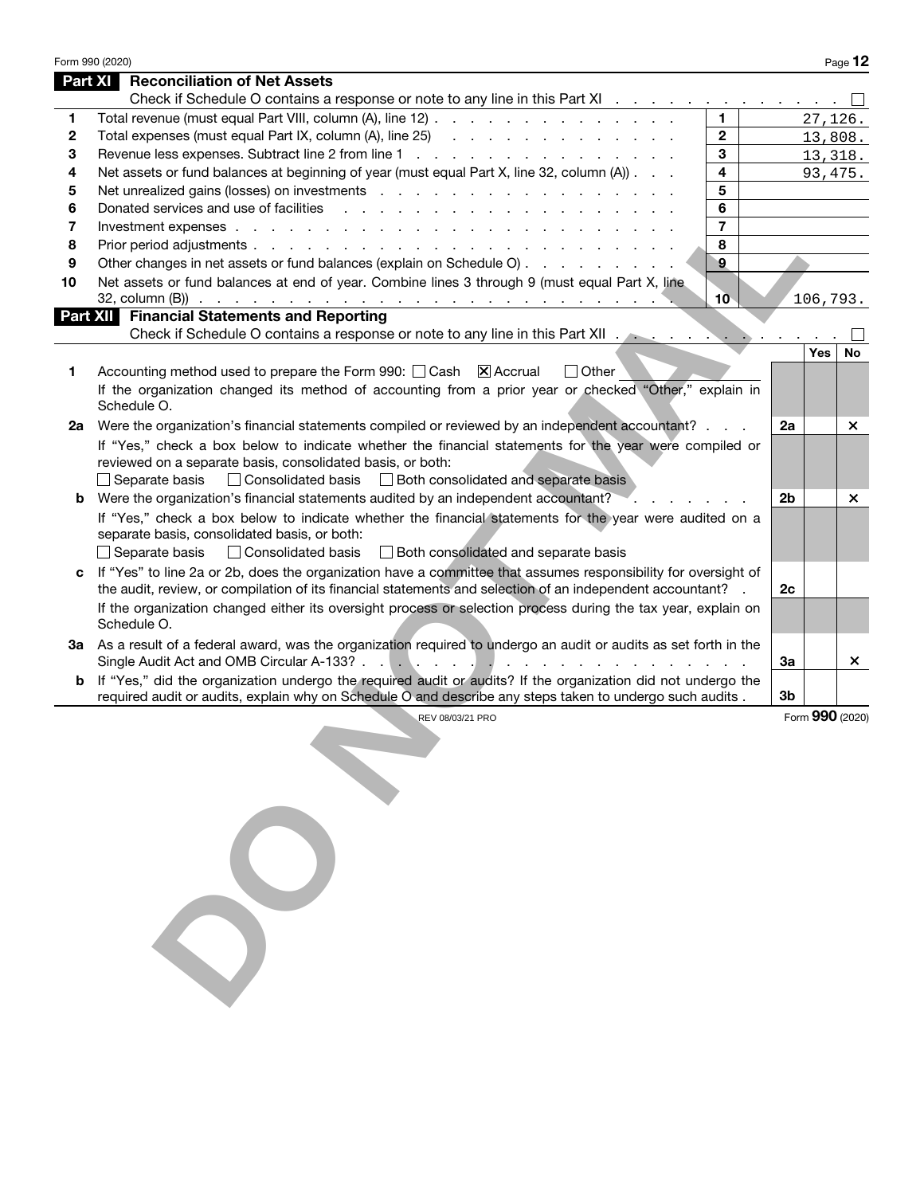## Part XI Reconciliation of Net Assets

Check if Schedule O contains a response or note to any line in this Part XI . . . . . . . . . . . . . . ☐

| | | | |
|---|---|---|---|
| 1 | Total revenue (must equal Part VIII, column (A), line 12) | 1 | 27,126. |
| 2 | Total expenses (must equal Part IX, column (A), line 25) | 2 | 13,808. |
| 3 | Revenue less expenses. Subtract line 2 from line 1 | 3 | 13,318. |
| 4 | Net assets or fund balances at beginning of year (must equal Part X, line 32, column (A)) | 4 | 93,475. |
| 5 | Net unrealized gains (losses) on investments | 5 | |
| 6 | Donated services and use of facilities | 6 | |
| 7 | Investment expenses | 7 | |
| 8 | Prior period adjustments | 8 | |
| 9 | Other changes in net assets or fund balances (explain on Schedule O) | 9 | |
| 10 | Net assets or fund balances at end of year. Combine lines 3 through 9 (must equal Part X, line 32, column (B)) | 10 | 106,793. |

## Part XII Financial Statements and Reporting

Check if Schedule O contains a response or note to any line in this Part XII . . . . . . . . . . . . . . ☐

| | | | Yes | No |
|---|---|---|---|---|
| 1 | Accounting method used to prepare the Form 990: ☐ Cash ☒ Accrual ☐ Other<br>If the organization changed its method of accounting from a prior year or checked "Other," explain in Schedule O. | | | |
| 2a | Were the organization's financial statements compiled or reviewed by an independent accountant? | 2a | | × |
| | If "Yes," check a box below to indicate whether the financial statements for the year were compiled or reviewed on a separate basis, consolidated basis, or both:<br>☐ Separate basis ☐ Consolidated basis ☐ Both consolidated and separate basis | | | |
| b | Were the organization's financial statements audited by an independent accountant? | 2b | | × |
| | If "Yes," check a box below to indicate whether the financial statements for the year were audited on a separate basis, consolidated basis, or both:<br>☐ Separate basis ☐ Consolidated basis ☐ Both consolidated and separate basis | | | |
| c | If "Yes" to line 2a or 2b, does the organization have a committee that assumes responsibility for oversight of the audit, review, or compilation of its financial statements and selection of an independent accountant? | 2c | | |
| | If the organization changed either its oversight process or selection process during the tax year, explain on Schedule O. | | | |
| 3a | As a result of a federal award, was the organization required to undergo an audit or audits as set forth in the Single Audit Act and OMB Circular A-133? | 3a | | × |
| b | If "Yes," did the organization undergo the required audit or audits? If the organization did not undergo the required audit or audits, explain why on Schedule O and describe any steps taken to undergo such audits | 3b | | |

REV 08/03/21 PRO

Form 990 (2020)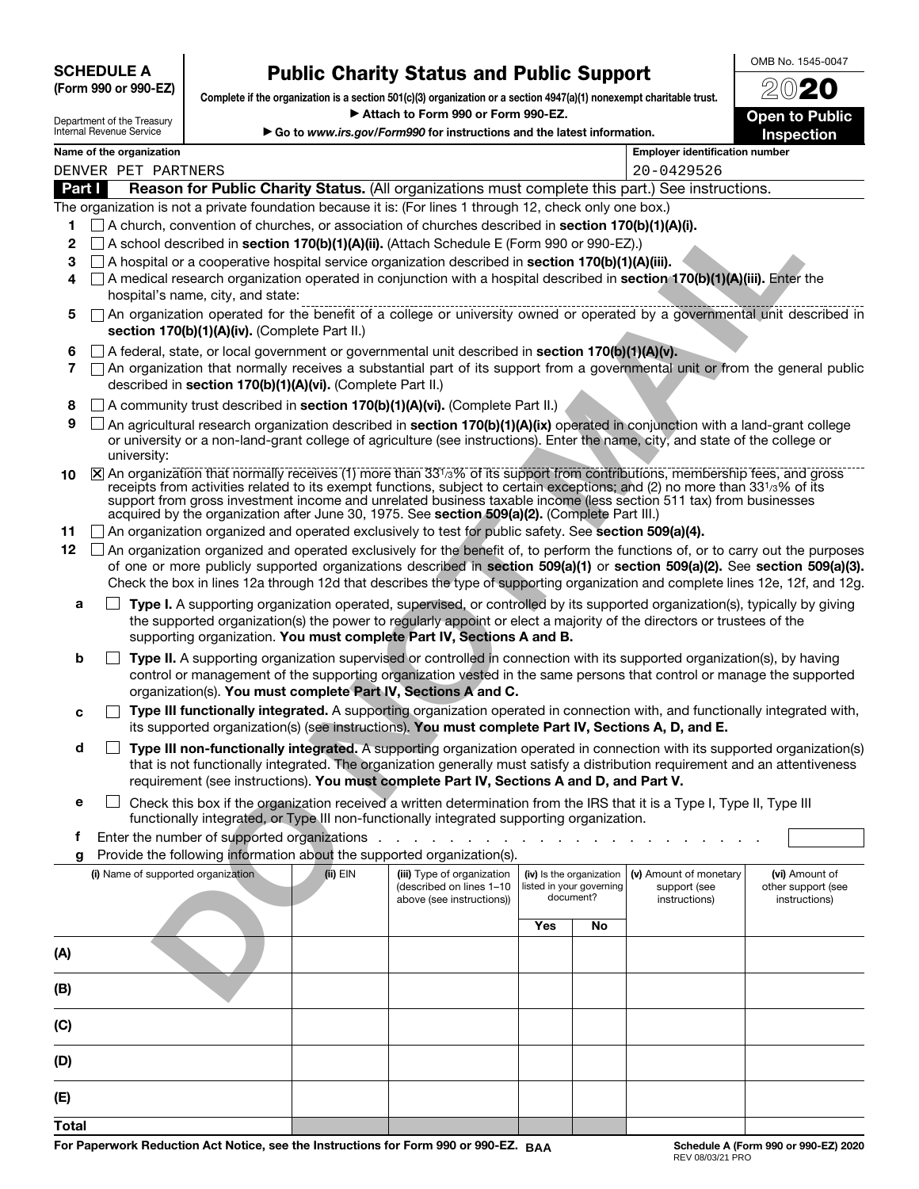**SCHEDULE A (Form 990 or 990-EZ)**

Department of the Treasury
Internal Revenue Service

# Public Charity Status and Public Support

**Complete if the organization is a section 501(c)(3) organization or a section 4947(a)(1) nonexempt charitable trust.**
▶ **Attach to Form 990 or Form 990-EZ.**
▶ **Go to www.irs.gov/Form990 for instructions and the latest information.**

OMB No. 1545-0047
**2020**
**Open to Public Inspection**

**Name of the organization:** DENVER PET PARTNERS
**Employer identification number:** 20-0429526

DO NOT MAIL

## Part I Reason for Public Charity Status. (All organizations must complete this part.) See instructions.

The organization is not a private foundation because it is: (For lines 1 through 12, check only one box.)

1. ☐ A church, convention of churches, or association of churches described in **section 170(b)(1)(A)(i).**
2. ☐ A school described in **section 170(b)(1)(A)(ii).** (Attach Schedule E (Form 990 or 990-EZ).)
3. ☐ A hospital or a cooperative hospital service organization described in **section 170(b)(1)(A)(iii).**
4. ☐ A medical research organization operated in conjunction with a hospital described in **section 170(b)(1)(A)(iii).** Enter the hospital's name, city, and state:
5. ☐ An organization operated for the benefit of a college or university owned or operated by a governmental unit described in **section 170(b)(1)(A)(iv).** (Complete Part II.)
6. ☐ A federal, state, or local government or governmental unit described in **section 170(b)(1)(A)(v).**
7. ☐ An organization that normally receives a substantial part of its support from a governmental unit or from the general public described in **section 170(b)(1)(A)(vi).** (Complete Part II.)
8. ☐ A community trust described in **section 170(b)(1)(A)(vi).** (Complete Part II.)
9. ☐ An agricultural research organization described in **section 170(b)(1)(A)(ix)** operated in conjunction with a land-grant college or university or a non-land-grant college of agriculture (see instructions). Enter the name, city, and state of the college or university:
10. ☒ An organization that normally receives (1) more than 33⅓% of its support from contributions, membership fees, and gross receipts from activities related to its exempt functions, subject to certain exceptions; and (2) no more than 33⅓% of its support from gross investment income and unrelated business taxable income (less section 511 tax) from businesses acquired by the organization after June 30, 1975. See **section 509(a)(2).** (Complete Part III.)
11. ☐ An organization organized and operated exclusively to test for public safety. See **section 509(a)(4).**
12. ☐ An organization organized and operated exclusively for the benefit of, to perform the functions of, or to carry out the purposes of one or more publicly supported organizations described in **section 509(a)(1)** or **section 509(a)(2).** See **section 509(a)(3).** Check the box in lines 12a through 12d that describes the type of supporting organization and complete lines 12e, 12f, and 12g.
   - **a** ☐ **Type I.** A supporting organization operated, supervised, or controlled by its supported organization(s), typically by giving the supported organization(s) the power to regularly appoint or elect a majority of the directors or trustees of the supporting organization. **You must complete Part IV, Sections A and B.**
   - **b** ☐ **Type II.** A supporting organization supervised or controlled in connection with its supported organization(s), by having control or management of the supporting organization vested in the same persons that control or manage the supported organization(s). **You must complete Part IV, Sections A and C.**
   - **c** ☐ **Type III functionally integrated.** A supporting organization operated in connection with, and functionally integrated with, its supported organization(s) (see instructions). **You must complete Part IV, Sections A, D, and E.**
   - **d** ☐ **Type III non-functionally integrated.** A supporting organization operated in connection with its supported organization(s) that is not functionally integrated. The organization generally must satisfy a distribution requirement and an attentiveness requirement (see instructions). **You must complete Part IV, Sections A and D, and Part V.**
   - **e** ☐ Check this box if the organization received a written determination from the IRS that it is a Type I, Type II, Type III functionally integrated, or Type III non-functionally integrated supporting organization.
   - **f** Enter the number of supported organizations
   - **g** Provide the following information about the supported organization(s).

| | (i) Name of supported organization | (ii) EIN | (iii) Type of organization (described on lines 1–10 above (see instructions)) | (iv) Is the organization listed in your governing document? Yes | No | (v) Amount of monetary support (see instructions) | (vi) Amount of other support (see instructions) |
|---|---|---|---|---|---|---|---|
| (A) | | | | | | | |
| (B) | | | | | | | |
| (C) | | | | | | | |
| (D) | | | | | | | |
| (E) | | | | | | | |
| Total | | | | | | | |

For Paperwork Reduction Act Notice, see the Instructions for Form 990 or 990-EZ. BAA

Schedule A (Form 990 or 990-EZ) 2020
REV 08/03/21 PRO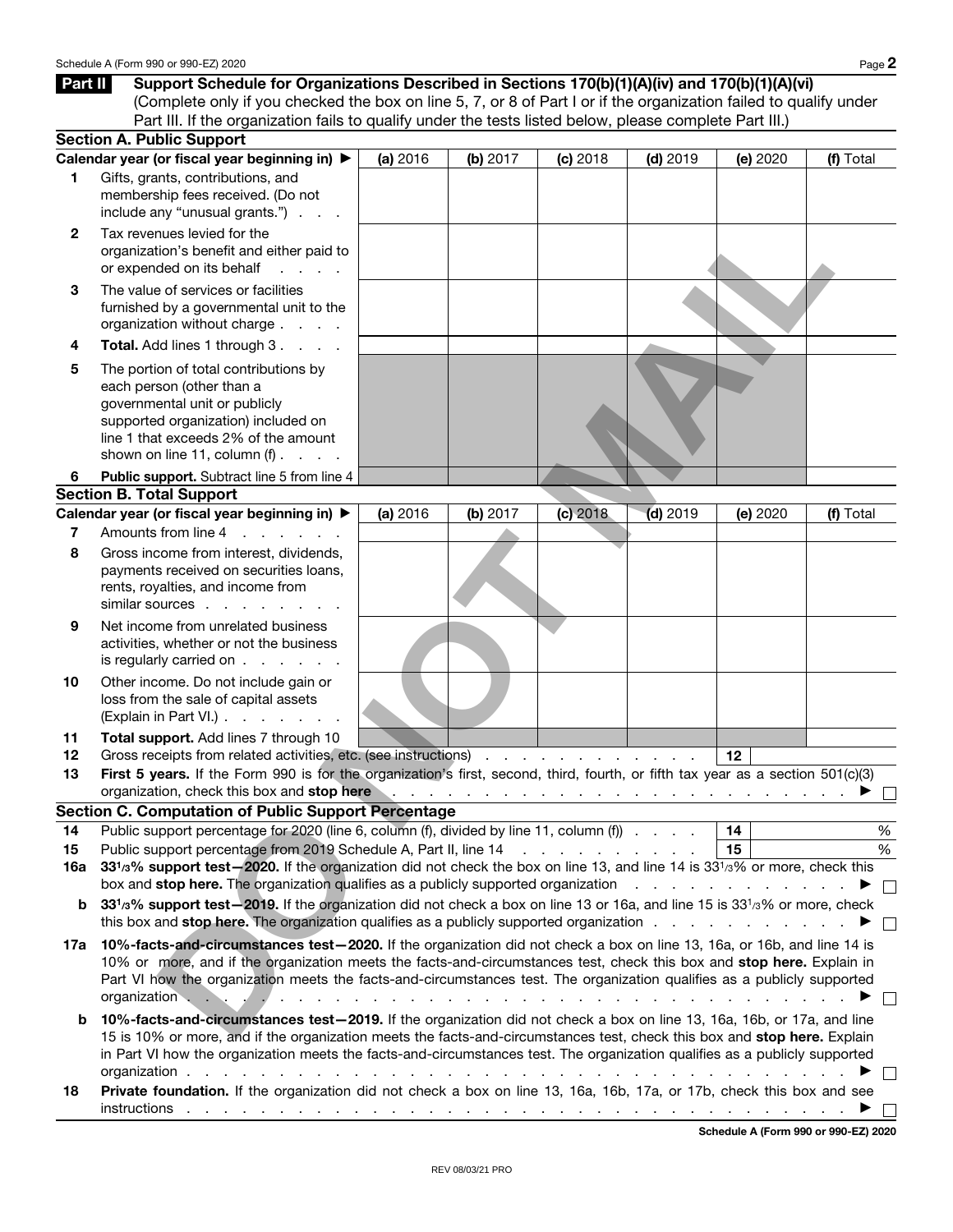## Part II Support Schedule for Organizations Described in Sections 170(b)(1)(A)(iv) and 170(b)(1)(A)(vi)

(Complete only if you checked the box on line 5, 7, or 8 of Part I or if the organization failed to qualify under Part III. If the organization fails to qualify under the tests listed below, please complete Part III.)

### Section A. Public Support

| Calendar year (or fiscal year beginning in) ▶ | (a) 2016 | (b) 2017 | (c) 2018 | (d) 2019 | (e) 2020 | (f) Total |
|---|---|---|---|---|---|---|
| **1** Gifts, grants, contributions, and membership fees received. (Do not include any "unusual grants.") | | | | | | |
| **2** Tax revenues levied for the organization's benefit and either paid to or expended on its behalf | | | | | | |
| **3** The value of services or facilities furnished by a governmental unit to the organization without charge | | | | | | |
| **4** **Total.** Add lines 1 through 3 | | | | | | |
| **5** The portion of total contributions by each person (other than a governmental unit or publicly supported organization) included on line 1 that exceeds 2% of the amount shown on line 11, column (f) | | | | | | |
| **6** **Public support.** Subtract line 5 from line 4 | | | | | | |

### Section B. Total Support

| Calendar year (or fiscal year beginning in) ▶ | (a) 2016 | (b) 2017 | (c) 2018 | (d) 2019 | (e) 2020 | (f) Total |
|---|---|---|---|---|---|---|
| **7** Amounts from line 4 | | | | | | |
| **8** Gross income from interest, dividends, payments received on securities loans, rents, royalties, and income from similar sources | | | | | | |
| **9** Net income from unrelated business activities, whether or not the business is regularly carried on | | | | | | |
| **10** Other income. Do not include gain or loss from the sale of capital assets (Explain in Part VI.) | | | | | | |
| **11** **Total support.** Add lines 7 through 10 | | | | | | |

**12** Gross receipts from related activities, etc. (see instructions) . . . **12** ______

**13** **First 5 years.** If the Form 990 is for the organization's first, second, third, fourth, or fifth tax year as a section 501(c)(3) organization, check this box and **stop here** ▶ ☐

### Section C. Computation of Public Support Percentage

**14** Public support percentage for 2020 (line 6, column (f), divided by line 11, column (f)) . . . **14** ______ %

**15** Public support percentage from 2019 Schedule A, Part II, line 14 . . . **15** ______ %

**16a** **33⅓% support test—2020.** If the organization did not check the box on line 13, and line 14 is 33⅓% or more, check this box and **stop here.** The organization qualifies as a publicly supported organization ▶ ☐

**b** **33⅓% support test—2019.** If the organization did not check a box on line 13 or 16a, and line 15 is 33⅓% or more, check this box and **stop here.** The organization qualifies as a publicly supported organization ▶ ☐

**17a** **10%-facts-and-circumstances test—2020.** If the organization did not check a box on line 13, 16a, or 16b, and line 14 is 10% or more, and if the organization meets the facts-and-circumstances test, check this box and **stop here.** Explain in Part VI how the organization meets the facts-and-circumstances test. The organization qualifies as a publicly supported organization ▶ ☐

**b** **10%-facts-and-circumstances test—2019.** If the organization did not check a box on line 13, 16a, 16b, or 17a, and line 15 is 10% or more, and if the organization meets the facts-and-circumstances test, check this box and **stop here.** Explain in Part VI how the organization meets the facts-and-circumstances test. The organization qualifies as a publicly supported organization ▶ ☐

**18** **Private foundation.** If the organization did not check a box on line 13, 16a, 16b, 17a, or 17b, check this box and see instructions ▶ ☐

DO NOT MAIL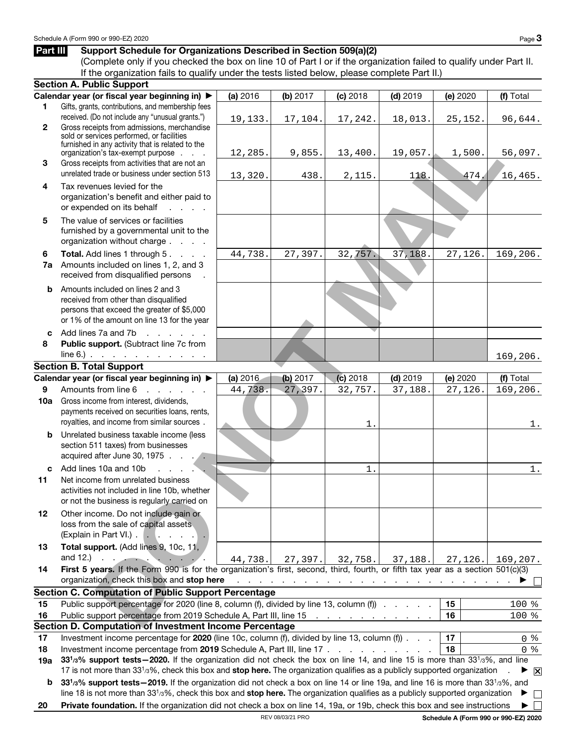**Part III Support Schedule for Organizations Described in Section 509(a)(2)**

(Complete only if you checked the box on line 10 of Part I or if the organization failed to qualify under Part II. If the organization fails to qualify under the tests listed below, please complete Part II.)

**Section A. Public Support**

| | Calendar year (or fiscal year beginning in) ▶ | (a) 2016 | (b) 2017 | (c) 2018 | (d) 2019 | (e) 2020 | (f) Total |
|---|---|---|---|---|---|---|---|
| 1 | Gifts, grants, contributions, and membership fees received. (Do not include any "unusual grants.") | 19,133. | 17,104. | 17,242. | 18,013. | 25,152. | 96,644. |
| 2 | Gross receipts from admissions, merchandise sold or services performed, or facilities furnished in any activity that is related to the organization's tax-exempt purpose | 12,285. | 9,855. | 13,400. | 19,057. | 1,500. | 56,097. |
| 3 | Gross receipts from activities that are not an unrelated trade or business under section 513 | 13,320. | 438. | 2,115. | 118. | 474. | 16,465. |
| 4 | Tax revenues levied for the organization's benefit and either paid to or expended on its behalf | | | | | | |
| 5 | The value of services or facilities furnished by a governmental unit to the organization without charge | | | | | | |
| 6 | **Total.** Add lines 1 through 5 | 44,738. | 27,397. | 32,757. | 37,188. | 27,126. | 169,206. |
| 7a | Amounts included on lines 1, 2, and 3 received from disqualified persons | | | | | | |
| b | Amounts included on lines 2 and 3 received from other than disqualified persons that exceed the greater of $5,000 or 1% of the amount on line 13 for the year | | | | | | |
| c | Add lines 7a and 7b | | | | | | |
| 8 | **Public support.** (Subtract line 7c from line 6.) | | | | | | 169,206. |

**Section B. Total Support**

| | Calendar year (or fiscal year beginning in) ▶ | (a) 2016 | (b) 2017 | (c) 2018 | (d) 2019 | (e) 2020 | (f) Total |
|---|---|---|---|---|---|---|---|
| 9 | Amounts from line 6 | 44,738. | 27,397. | 32,757. | 37,188. | 27,126. | 169,206. |
| 10a | Gross income from interest, dividends, payments received on securities loans, rents, royalties, and income from similar sources | | | 1. | | | 1. |
| b | Unrelated business taxable income (less section 511 taxes) from businesses acquired after June 30, 1975 | | | | | | |
| c | Add lines 10a and 10b | | | 1. | | | 1. |
| 11 | Net income from unrelated business activities not included in line 10b, whether or not the business is regularly carried on | | | | | | |
| 12 | Other income. Do not include gain or loss from the sale of capital assets (Explain in Part VI.) | | | | | | |
| 13 | **Total support.** (Add lines 9, 10c, 11, and 12.) | 44,738. | 27,397. | 32,758. | 37,188. | 27,126. | 169,207. |

14 **First 5 years.** If the Form 990 is for the organization's first, second, third, fourth, or fifth tax year as a section 501(c)(3) organization, check this box and **stop here** ▶ ☐

**Section C. Computation of Public Support Percentage**

| | | | |
|---|---|---|---|
| 15 | Public support percentage for 2020 (line 8, column (f), divided by line 13, column (f)) | 15 | 100 % |
| 16 | Public support percentage from 2019 Schedule A, Part III, line 15 | 16 | 100 % |

**Section D. Computation of Investment Income Percentage**

| | | | |
|---|---|---|---|
| 17 | Investment income percentage for **2020** (line 10c, column (f), divided by line 13, column (f)) | 17 | 0 % |
| 18 | Investment income percentage from **2019** Schedule A, Part III, line 17 | 18 | 0 % |

19a **33⅓% support tests—2020.** If the organization did not check the box on line 14, and line 15 is more than 33⅓%, and line 17 is not more than 33⅓%, check this box and **stop here.** The organization qualifies as a publicly supported organization ▶ ☒

b **33⅓% support tests—2019.** If the organization did not check a box on line 14 or line 19a, and line 16 is more than 33⅓%, and line 18 is not more than 33⅓%, check this box and **stop here.** The organization qualifies as a publicly supported organization ▶ ☐

20 **Private foundation.** If the organization did not check a box on line 14, 19a, or 19b, check this box and see instructions ▶ ☐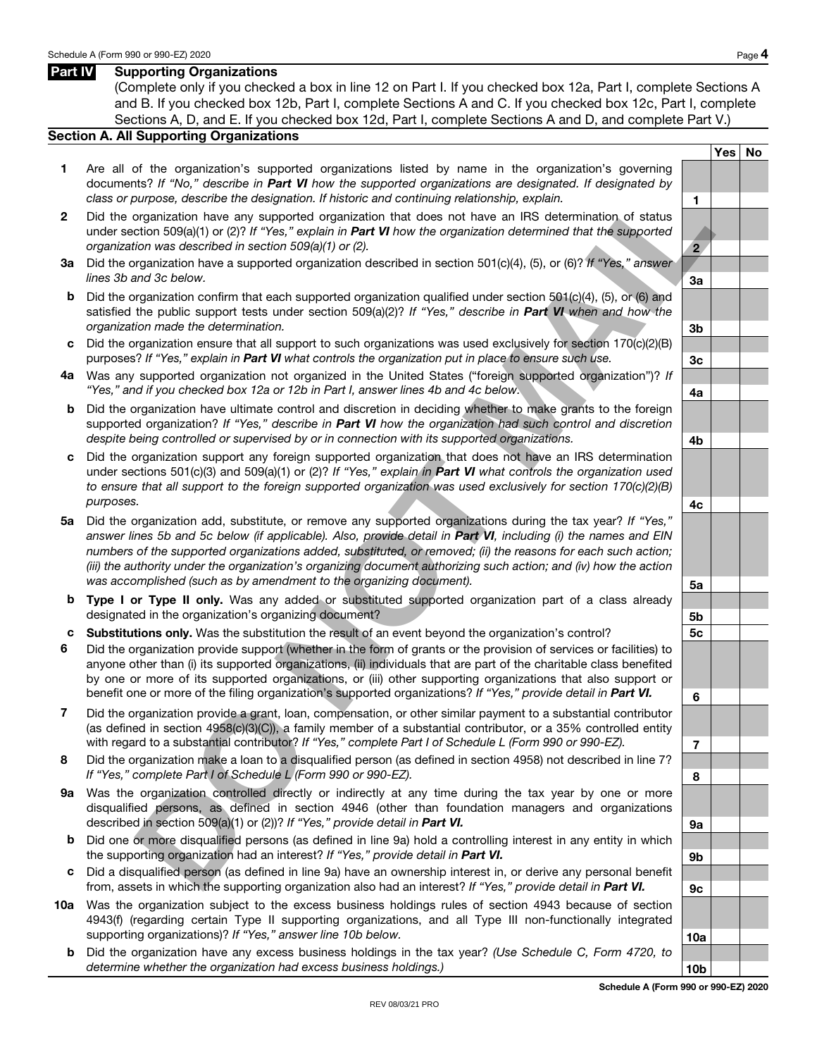## Part IV Supporting Organizations

(Complete only if you checked a box in line 12 on Part I. If you checked box 12a, Part I, complete Sections A and B. If you checked box 12b, Part I, complete Sections A and C. If you checked box 12c, Part I, complete Sections A, D, and E. If you checked box 12d, Part I, complete Sections A and D, and complete Part V.)

### Section A. All Supporting Organizations

| | | | Yes | No |
|---|---|---|---|---|
| **1** | Are all of the organization's supported organizations listed by name in the organization's governing documents? *If "No," describe in **Part VI** how the supported organizations are designated. If designated by class or purpose, describe the designation. If historic and continuing relationship, explain.* | 1 | | |
| **2** | Did the organization have any supported organization that does not have an IRS determination of status under section 509(a)(1) or (2)? *If "Yes," explain in **Part VI** how the organization determined that the supported organization was described in section 509(a)(1) or (2).* | 2 | | |
| **3a** | Did the organization have a supported organization described in section 501(c)(4), (5), or (6)? *If "Yes," answer lines 3b and 3c below.* | 3a | | |
| **b** | Did the organization confirm that each supported organization qualified under section 501(c)(4), (5), or (6) and satisfied the public support tests under section 509(a)(2)? *If "Yes," describe in **Part VI** when and how the organization made the determination.* | 3b | | |
| **c** | Did the organization ensure that all support to such organizations was used exclusively for section 170(c)(2)(B) purposes? *If "Yes," explain in **Part VI** what controls the organization put in place to ensure such use.* | 3c | | |
| **4a** | Was any supported organization not organized in the United States ("foreign supported organization")? *If "Yes," and if you checked box 12a or 12b in Part I, answer lines 4b and 4c below.* | 4a | | |
| **b** | Did the organization have ultimate control and discretion in deciding whether to make grants to the foreign supported organization? *If "Yes," describe in **Part VI** how the organization had such control and discretion despite being controlled or supervised by or in connection with its supported organizations.* | 4b | | |
| **c** | Did the organization support any foreign supported organization that does not have an IRS determination under sections 501(c)(3) and 509(a)(1) or (2)? *If "Yes," explain in **Part VI** what controls the organization used to ensure that all support to the foreign supported organization was used exclusively for section 170(c)(2)(B) purposes.* | 4c | | |
| **5a** | Did the organization add, substitute, or remove any supported organizations during the tax year? *If "Yes," answer lines 5b and 5c below (if applicable). Also, provide detail in **Part VI**, including (i) the names and EIN numbers of the supported organizations added, substituted, or removed; (ii) the reasons for each such action; (iii) the authority under the organization's organizing document authorizing such action; and (iv) how the action was accomplished (such as by amendment to the organizing document).* | 5a | | |
| **b** | **Type I or Type II only.** Was any added or substituted supported organization part of a class already designated in the organization's organizing document? | 5b | | |
| **c** | **Substitutions only.** Was the substitution the result of an event beyond the organization's control? | 5c | | |
| **6** | Did the organization provide support (whether in the form of grants or the provision of services or facilities) to anyone other than (i) its supported organizations, (ii) individuals that are part of the charitable class benefited by one or more of its supported organizations, or (iii) other supporting organizations that also support or benefit one or more of the filing organization's supported organizations? *If "Yes," provide detail in **Part VI.*** | 6 | | |
| **7** | Did the organization provide a grant, loan, compensation, or other similar payment to a substantial contributor (as defined in section 4958(c)(3)(C)), a family member of a substantial contributor, or a 35% controlled entity with regard to a substantial contributor? *If "Yes," complete Part I of Schedule L (Form 990 or 990-EZ).* | 7 | | |
| **8** | Did the organization make a loan to a disqualified person (as defined in section 4958) not described in line 7? *If "Yes," complete Part I of Schedule L (Form 990 or 990-EZ).* | 8 | | |
| **9a** | Was the organization controlled directly or indirectly at any time during the tax year by one or more disqualified persons, as defined in section 4946 (other than foundation managers and organizations described in section 509(a)(1) or (2))? *If "Yes," provide detail in **Part VI.*** | 9a | | |
| **b** | Did one or more disqualified persons (as defined in line 9a) hold a controlling interest in any entity in which the supporting organization had an interest? *If "Yes," provide detail in **Part VI.*** | 9b | | |
| **c** | Did a disqualified person (as defined in line 9a) have an ownership interest in, or derive any personal benefit from, assets in which the supporting organization also had an interest? *If "Yes," provide detail in **Part VI.*** | 9c | | |
| **10a** | Was the organization subject to the excess business holdings rules of section 4943 because of section 4943(f) (regarding certain Type II supporting organizations, and all Type III non-functionally integrated supporting organizations)? *If "Yes," answer line 10b below.* | 10a | | |
| **b** | Did the organization have any excess business holdings in the tax year? *(Use Schedule C, Form 4720, to determine whether the organization had excess business holdings.)* | 10b | | |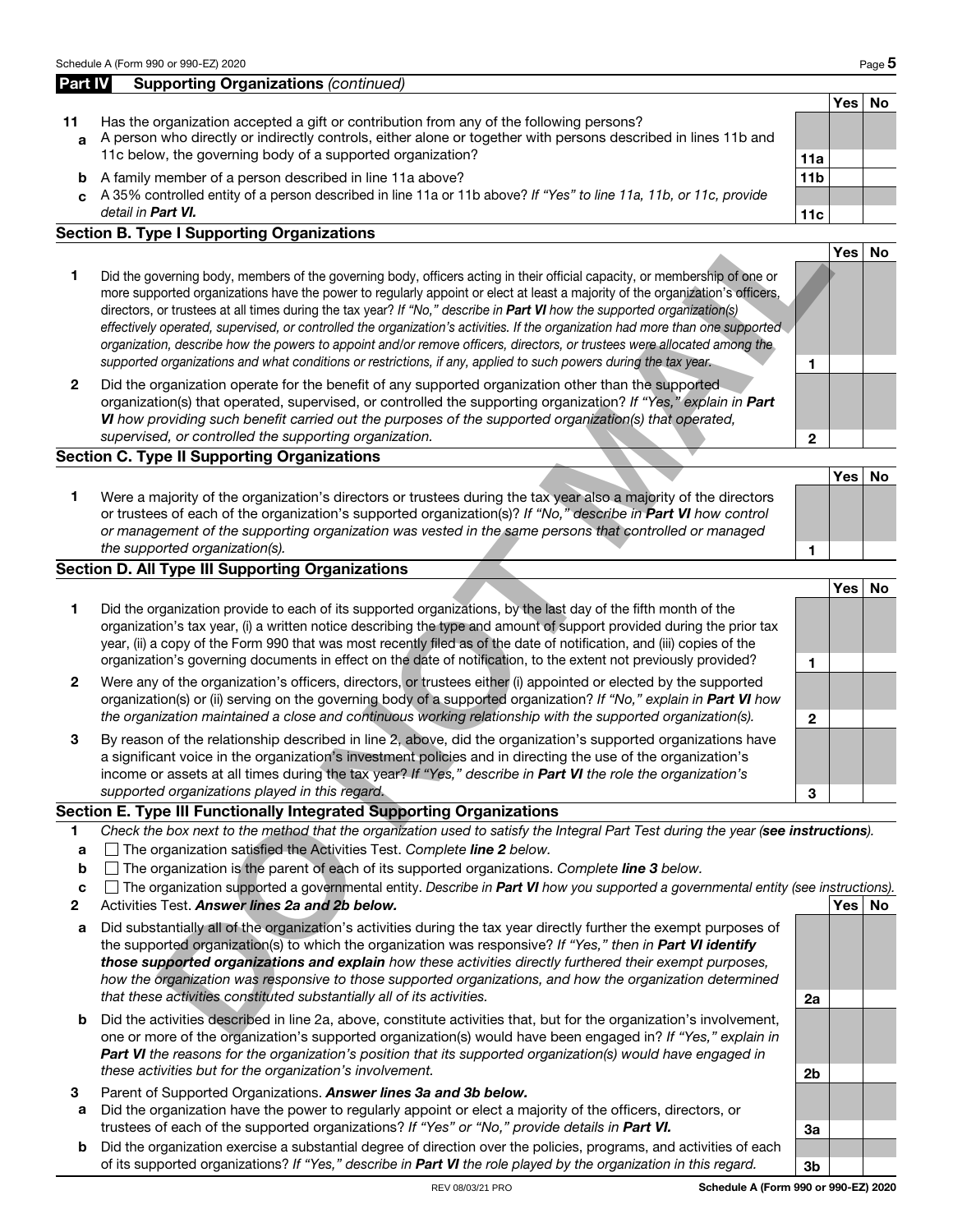## Part IV Supporting Organizations *(continued)*

| | | | Yes | No |
|---|---|---|---|---|
| **11** | Has the organization accepted a gift or contribution from any of the following persons? | | | |
| **a** | A person who directly or indirectly controls, either alone or together with persons described in lines 11b and 11c below, the governing body of a supported organization? | **11a** | | |
| **b** | A family member of a person described in line 11a above? | **11b** | | |
| **c** | A 35% controlled entity of a person described in line 11a or 11b above? *If "Yes" to line 11a, 11b, or 11c, provide detail in **Part VI**.* | **11c** | | |

### Section B. Type I Supporting Organizations

| | | | Yes | No |
|---|---|---|---|---|
| **1** | Did the governing body, members of the governing body, officers acting in their official capacity, or membership of one or more supported organizations have the power to regularly appoint or elect at least a majority of the organization's officers, directors, or trustees at all times during the tax year? *If "No," describe in **Part VI** how the supported organization(s) effectively operated, supervised, or controlled the organization's activities. If the organization had more than one supported organization, describe how the powers to appoint and/or remove officers, directors, or trustees were allocated among the supported organizations and what conditions or restrictions, if any, applied to such powers during the tax year.* | **1** | | |
| **2** | Did the organization operate for the benefit of any supported organization other than the supported organization(s) that operated, supervised, or controlled the supporting organization? *If "Yes," explain in **Part VI** how providing such benefit carried out the purposes of the supported organization(s) that operated, supervised, or controlled the supporting organization.* | **2** | | |

### Section C. Type II Supporting Organizations

| | | | Yes | No |
|---|---|---|---|---|
| **1** | Were a majority of the organization's directors or trustees during the tax year also a majority of the directors or trustees of each of the organization's supported organization(s)? *If "No," describe in **Part VI** how control or management of the supporting organization was vested in the same persons that controlled or managed the supported organization(s).* | **1** | | |

### Section D. All Type III Supporting Organizations

| | | | Yes | No |
|---|---|---|---|---|
| **1** | Did the organization provide to each of its supported organizations, by the last day of the fifth month of the organization's tax year, (i) a written notice describing the type and amount of support provided during the prior tax year, (ii) a copy of the Form 990 that was most recently filed as of the date of notification, and (iii) copies of the organization's governing documents in effect on the date of notification, to the extent not previously provided? | **1** | | |
| **2** | Were any of the organization's officers, directors, or trustees either (i) appointed or elected by the supported organization(s) or (ii) serving on the governing body of a supported organization? *If "No," explain in **Part VI** how the organization maintained a close and continuous working relationship with the supported organization(s).* | **2** | | |
| **3** | By reason of the relationship described in line 2, above, did the organization's supported organizations have a significant voice in the organization's investment policies and in directing the use of the organization's income or assets at all times during the tax year? *If "Yes," describe in **Part VI** the role the organization's supported organizations played in this regard.* | **3** | | |

### Section E. Type III Functionally Integrated Supporting Organizations

**1** *Check the box next to the method that the organization used to satisfy the Integral Part Test during the year (**see instructions**).*

- **a** ☐ The organization satisfied the Activities Test. *Complete **line 2** below.*
- **b** ☐ The organization is the parent of each of its supported organizations. *Complete **line 3** below.*
- **c** ☐ The organization supported a governmental entity. *Describe in **Part VI** how you supported a governmental entity (see instructions).*

| | | | Yes | No |
|---|---|---|---|---|
| **2** | Activities Test. ***Answer lines 2a and 2b below.*** | | | |
| **a** | Did substantially all of the organization's activities during the tax year directly further the exempt purposes of the supported organization(s) to which the organization was responsive? *If "Yes," then in **Part VI identify those supported organizations and explain** how these activities directly furthered their exempt purposes, how the organization was responsive to those supported organizations, and how the organization determined that these activities constituted substantially all of its activities.* | **2a** | | |
| **b** | Did the activities described in line 2a, above, constitute activities that, but for the organization's involvement, one or more of the organization's supported organization(s) would have been engaged in? *If "Yes," explain in **Part VI** the reasons for the organization's position that its supported organization(s) would have engaged in these activities but for the organization's involvement.* | **2b** | | |
| **3** | Parent of Supported Organizations. ***Answer lines 3a and 3b below.*** | | | |
| **a** | Did the organization have the power to regularly appoint or elect a majority of the officers, directors, or trustees of each of the supported organizations? *If "Yes" or "No," provide details in **Part VI.*** | **3a** | | |
| **b** | Did the organization exercise a substantial degree of direction over the policies, programs, and activities of each of its supported organizations? *If "Yes," describe in **Part VI** the role played by the organization in this regard.* | **3b** | | |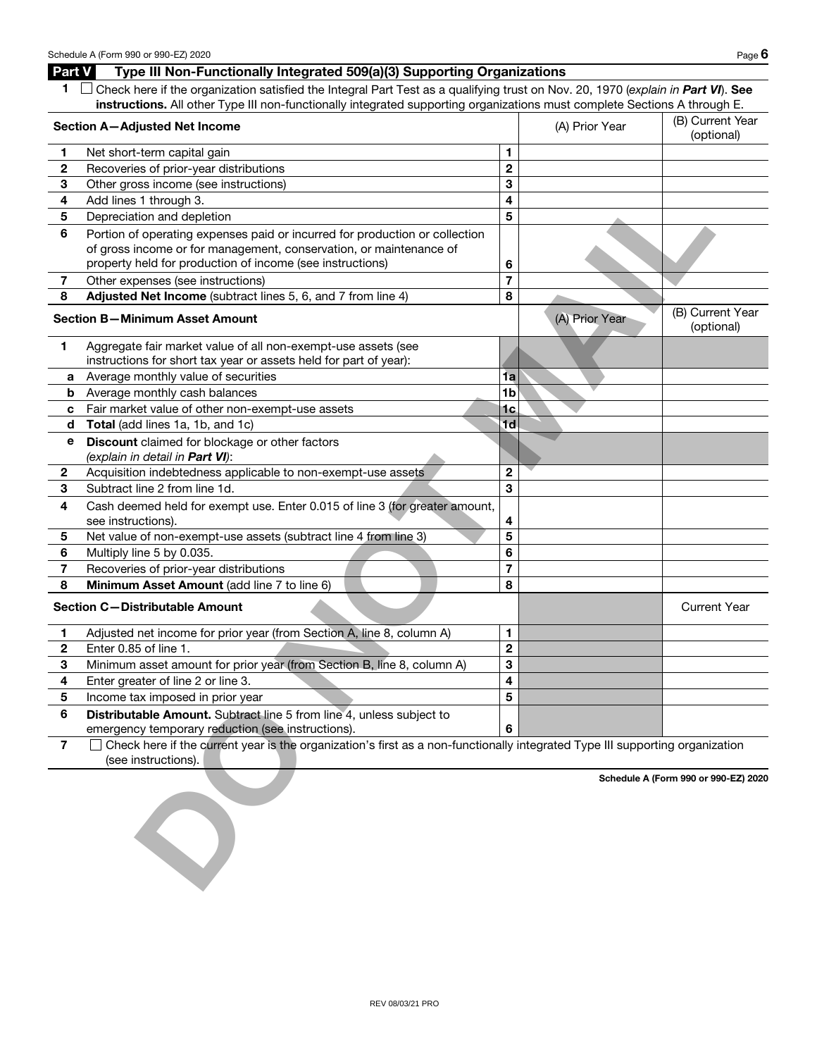## Part V Type III Non-Functionally Integrated 509(a)(3) Supporting Organizations

**1** ☐ Check here if the organization satisfied the Integral Part Test as a qualifying trust on Nov. 20, 1970 (*explain in **Part VI***). **See instructions.** All other Type III non-functionally integrated supporting organizations must complete Sections A through E.

| | **Section A—Adjusted Net Income** | | (A) Prior Year | (B) Current Year (optional) |
|---|---|---|---|---|
| 1 | Net short-term capital gain | 1 | | |
| 2 | Recoveries of prior-year distributions | 2 | | |
| 3 | Other gross income (see instructions) | 3 | | |
| 4 | Add lines 1 through 3. | 4 | | |
| 5 | Depreciation and depletion | 5 | | |
| 6 | Portion of operating expenses paid or incurred for production or collection of gross income or for management, conservation, or maintenance of property held for production of income (see instructions) | 6 | | |
| 7 | Other expenses (see instructions) | 7 | | |
| 8 | **Adjusted Net Income** (subtract lines 5, 6, and 7 from line 4) | 8 | | |

| | **Section B—Minimum Asset Amount** | | (A) Prior Year | (B) Current Year (optional) |
|---|---|---|---|---|
| 1 | Aggregate fair market value of all non-exempt-use assets (see instructions for short tax year or assets held for part of year): | | | |
| a | Average monthly value of securities | 1a | | |
| b | Average monthly cash balances | 1b | | |
| c | Fair market value of other non-exempt-use assets | 1c | | |
| d | **Total** (add lines 1a, 1b, and 1c) | 1d | | |
| e | **Discount** claimed for blockage or other factors (*explain in detail in **Part VI***): | | | |
| 2 | Acquisition indebtedness applicable to non-exempt-use assets | 2 | | |
| 3 | Subtract line 2 from line 1d. | 3 | | |
| 4 | Cash deemed held for exempt use. Enter 0.015 of line 3 (for greater amount, see instructions). | 4 | | |
| 5 | Net value of non-exempt-use assets (subtract line 4 from line 3) | 5 | | |
| 6 | Multiply line 5 by 0.035. | 6 | | |
| 7 | Recoveries of prior-year distributions | 7 | | |
| 8 | **Minimum Asset Amount** (add line 7 to line 6) | 8 | | |

| | **Section C—Distributable Amount** | | | Current Year |
|---|---|---|---|---|
| 1 | Adjusted net income for prior year (from Section A, line 8, column A) | 1 | | |
| 2 | Enter 0.85 of line 1. | 2 | | |
| 3 | Minimum asset amount for prior year (from Section B, line 8, column A) | 3 | | |
| 4 | Enter greater of line 2 or line 3. | 4 | | |
| 5 | Income tax imposed in prior year | 5 | | |
| 6 | **Distributable Amount.** Subtract line 5 from line 4, unless subject to emergency temporary reduction (see instructions). | 6 | | |

**7** ☐ Check here if the current year is the organization's first as a non-functionally integrated Type III supporting organization (see instructions).

**Schedule A (Form 990 or 990-EZ) 2020**

DO NOT MAIL

REV 08/03/21 PRO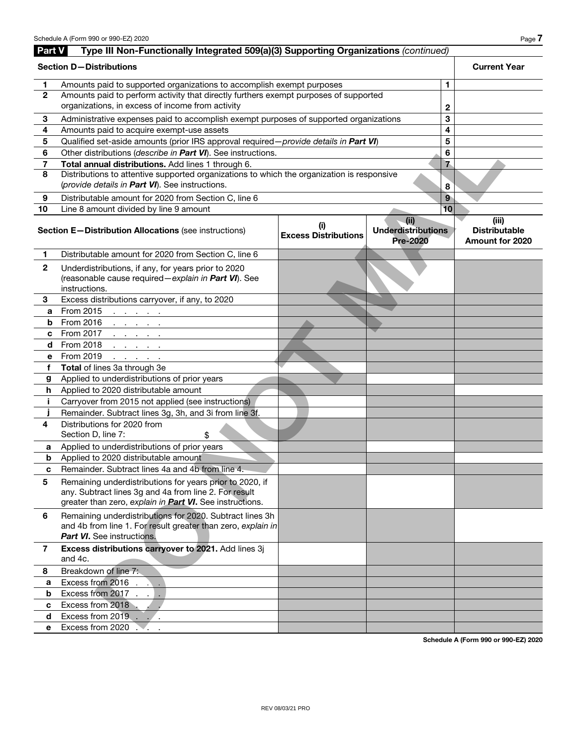## Part V Type III Non-Functionally Integrated 509(a)(3) Supporting Organizations *(continued)*

| Section D—Distributions | | | Current Year |
|---|---|---|---|
| 1 | Amounts paid to supported organizations to accomplish exempt purposes | 1 | |
| 2 | Amounts paid to perform activity that directly furthers exempt purposes of supported organizations, in excess of income from activity | 2 | |
| 3 | Administrative expenses paid to accomplish exempt purposes of supported organizations | 3 | |
| 4 | Amounts paid to acquire exempt-use assets | 4 | |
| 5 | Qualified set-aside amounts (prior IRS approval required—*provide details in* ***Part VI***) | 5 | |
| 6 | Other distributions (*describe in* ***Part VI***). See instructions. | 6 | |
| 7 | **Total annual distributions.** Add lines 1 through 6. | 7 | |
| 8 | Distributions to attentive supported organizations to which the organization is responsive (*provide details in* ***Part VI***). See instructions. | 8 | |
| 9 | Distributable amount for 2020 from Section C, line 6 | 9 | |
| 10 | Line 8 amount divided by line 9 amount | 10 | |

| | **Section E—Distribution Allocations** (see instructions) | (i) Excess Distributions | (ii) Underdistributions Pre-2020 | (iii) Distributable Amount for 2020 |
|---|---|---|---|---|
| 1 | Distributable amount for 2020 from Section C, line 6 | | | |
| 2 | Underdistributions, if any, for years prior to 2020 (reasonable cause required—*explain in* ***Part VI***). See instructions. | | | |
| 3 | Excess distributions carryover, if any, to 2020 | | | |
| a | From 2015 . . . . . . | | | |
| b | From 2016 . . . . . . | | | |
| c | From 2017 . . . . . . | | | |
| d | From 2018 . . . . . . | | | |
| e | From 2019 . . . . . . | | | |
| f | **Total** of lines 3a through 3e | | | |
| g | Applied to underdistributions of prior years | | | |
| h | Applied to 2020 distributable amount | | | |
| i | Carryover from 2015 not applied (see instructions) | | | |
| j | Remainder. Subtract lines 3g, 3h, and 3i from line 3f. | | | |
| 4 | Distributions for 2020 from Section D, line 7: $ | | | |
| a | Applied to underdistributions of prior years | | | |
| b | Applied to 2020 distributable amount | | | |
| c | Remainder. Subtract lines 4a and 4b from line 4. | | | |
| 5 | Remaining underdistributions for years prior to 2020, if any. Subtract lines 3g and 4a from line 2. For result greater than zero, *explain in* ***Part VI***. See instructions. | | | |
| 6 | Remaining underdistributions for 2020. Subtract lines 3h and 4b from line 1. For result greater than zero, *explain in* ***Part VI***. See instructions. | | | |
| 7 | **Excess distributions carryover to 2021.** Add lines 3j and 4c. | | | |
| 8 | Breakdown of line 7: | | | |
| a | Excess from 2016 . . . | | | |
| b | Excess from 2017 . . . | | | |
| c | Excess from 2018 . . . | | | |
| d | Excess from 2019 . . . | | | |
| e | Excess from 2020 . . . | | | |

DO NOT MAIL

REV 08/03/21 PRO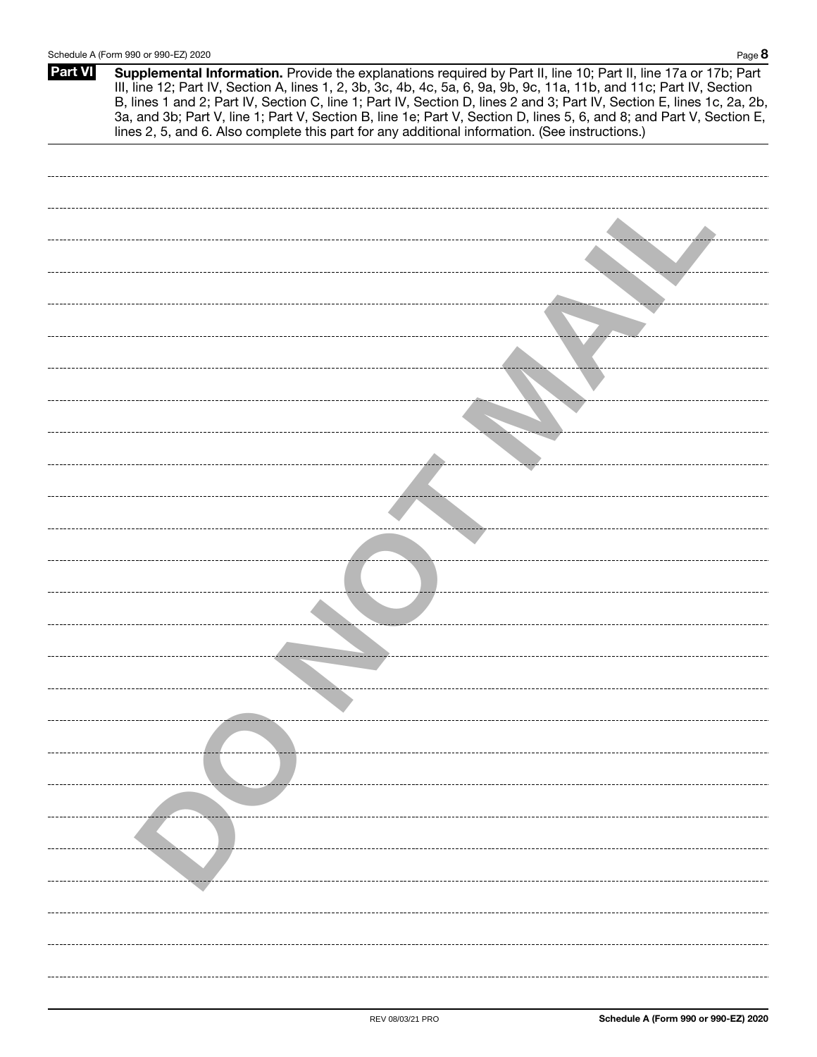**Part VI** **Supplemental Information.** Provide the explanations required by Part II, line 10; Part II, line 17a or 17b; Part III, line 12; Part IV, Section A, lines 1, 2, 3b, 3c, 4b, 4c, 5a, 6, 9a, 9b, 9c, 11a, 11b, and 11c; Part IV, Section B, lines 1 and 2; Part IV, Section C, line 1; Part IV, Section D, lines 2 and 3; Part IV, Section E, lines 1c, 2a, 2b, 3a, and 3b; Part V, line 1; Part V, Section B, line 1e; Part V, Section D, lines 5, 6, and 8; and Part V, Section E, lines 2, 5, and 6. Also complete this part for any additional information. (See instructions.)

DO NOT MAIL

REV 08/03/21 PRO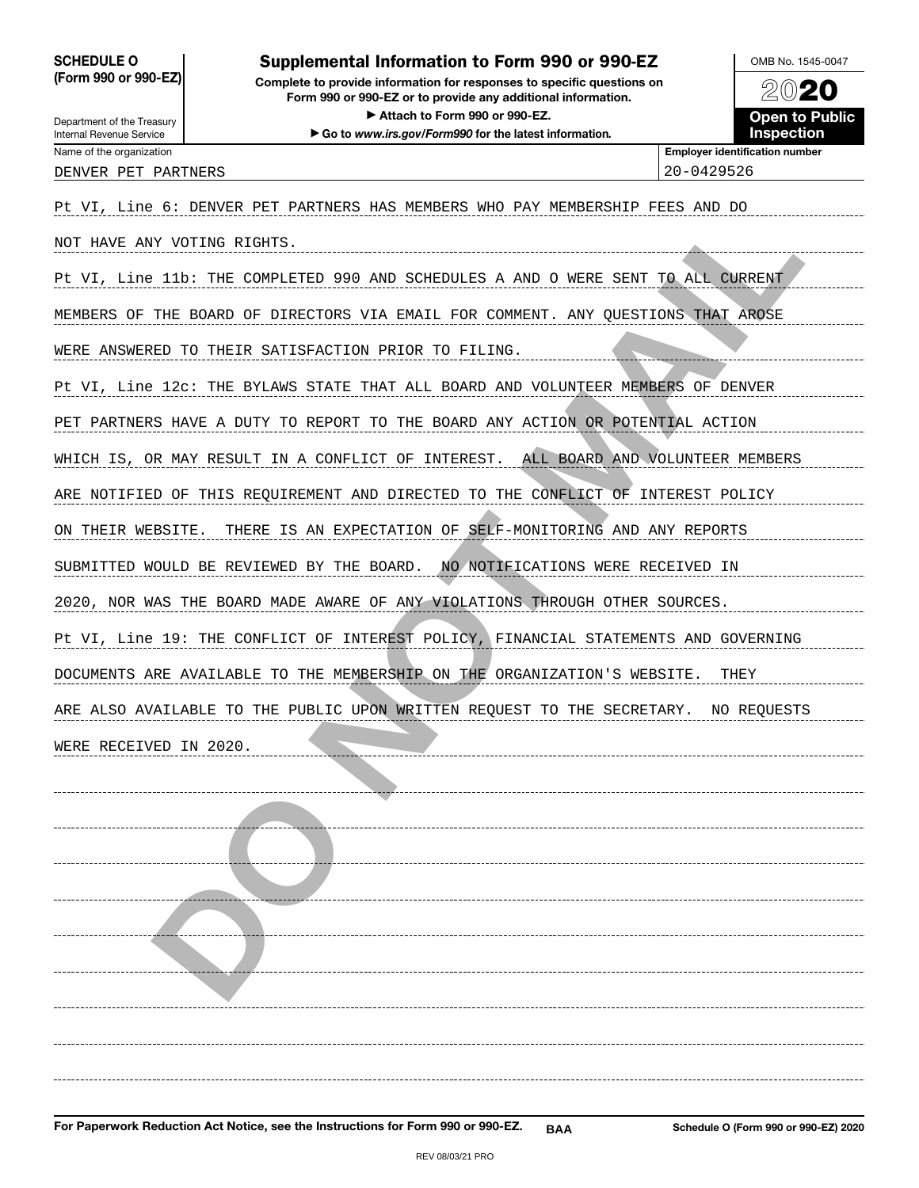**SCHEDULE O (Form 990 or 990-EZ)**

Department of the Treasury
Internal Revenue Service

# Supplemental Information to Form 990 or 990-EZ

**Complete to provide information for responses to specific questions on Form 990 or 990-EZ or to provide any additional information.**

**▶ Attach to Form 990 or 990-EZ.**

**▶ Go to *www.irs.gov/Form990* for the latest information.**

OMB No. 1545-0047

**2020**

**Open to Public Inspection**

| Name of the organization | Employer identification number |
|---|---|
| DENVER PET PARTNERS | 20-0429526 |

Pt VI, Line 6: DENVER PET PARTNERS HAS MEMBERS WHO PAY MEMBERSHIP FEES AND DO NOT HAVE ANY VOTING RIGHTS.

Pt VI, Line 11b: THE COMPLETED 990 AND SCHEDULES A AND O WERE SENT TO ALL CURRENT MEMBERS OF THE BOARD OF DIRECTORS VIA EMAIL FOR COMMENT. ANY QUESTIONS THAT AROSE WERE ANSWERED TO THEIR SATISFACTION PRIOR TO FILING.

Pt VI, Line 12c: THE BYLAWS STATE THAT ALL BOARD AND VOLUNTEER MEMBERS OF DENVER PET PARTNERS HAVE A DUTY TO REPORT TO THE BOARD ANY ACTION OR POTENTIAL ACTION WHICH IS, OR MAY RESULT IN A CONFLICT OF INTEREST. ALL BOARD AND VOLUNTEER MEMBERS ARE NOTIFIED OF THIS REQUIREMENT AND DIRECTED TO THE CONFLICT OF INTEREST POLICY ON THEIR WEBSITE. THERE IS AN EXPECTATION OF SELF-MONITORING AND ANY REPORTS SUBMITTED WOULD BE REVIEWED BY THE BOARD. NO NOTIFICATIONS WERE RECEIVED IN 2020, NOR WAS THE BOARD MADE AWARE OF ANY VIOLATIONS THROUGH OTHER SOURCES.

Pt VI, Line 19: THE CONFLICT OF INTEREST POLICY, FINANCIAL STATEMENTS AND GOVERNING DOCUMENTS ARE AVAILABLE TO THE MEMBERSHIP ON THE ORGANIZATION'S WEBSITE. THEY ARE ALSO AVAILABLE TO THE PUBLIC UPON WRITTEN REQUEST TO THE SECRETARY. NO REQUESTS WERE RECEIVED IN 2020.

DO NOT MAIL

**For Paperwork Reduction Act Notice, see the Instructions for Form 990 or 990-EZ.** BAA **Schedule O (Form 990 or 990-EZ) 2020**

REV 08/03/21 PRO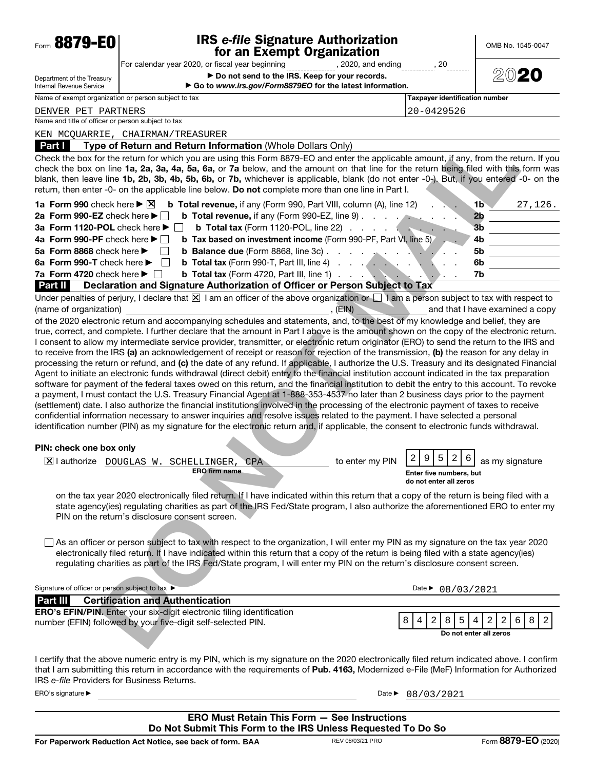Form **8879-EO**

Department of the Treasury
Internal Revenue Service

# IRS *e-file* Signature Authorization for an Exempt Organization

For calendar year 2020, or fiscal year beginning __________, 2020, and ending __________, 20____

▶ **Do not send to the IRS. Keep for your records.**

▶ **Go to *www.irs.gov/Form8879EO* for the latest information.**

OMB No. 1545-0047

**2020**

Name of exempt organization or person subject to tax: DENVER PET PARTNERS

Taxpayer identification number: 20-0429526

Name and title of officer or person subject to tax: KEN MCQUARRIE, CHAIRMAN/TREASURER

## Part I Type of Return and Return Information (Whole Dollars Only)

Check the box for the return for which you are using this Form 8879-EO and enter the applicable amount, if any, from the return. If you check the box on line **1a, 2a, 3a, 4a, 5a, 6a,** or **7a** below, and the amount on that line for the return being filed with this form was blank, then leave line **1b, 2b, 3b, 4b, 5b, 6b,** or **7b,** whichever is applicable, blank (do not enter -0-). But, if you entered -0- on the return, then enter -0- on the applicable line below. **Do not** complete more than one line in Part I.

| | | | |
|---|---|---|---|
| **1a Form 990** check here ▶ ☒ | **b Total revenue,** if any (Form 990, Part VIII, column (A), line 12) | 1b | 27,126. |
| **2a Form 990-EZ** check here ▶ ☐ | **b Total revenue,** if any (Form 990-EZ, line 9) | 2b | |
| **3a Form 1120-POL** check here ▶ ☐ | **b Total tax** (Form 1120-POL, line 22) | 3b | |
| **4a Form 990-PF** check here ▶ ☐ | **b Tax based on investment income** (Form 990-PF, Part VI, line 5) | 4b | |
| **5a Form 8868** check here ▶ ☐ | **b Balance due** (Form 8868, line 3c) | 5b | |
| **6a Form 990-T** check here ▶ ☐ | **b Total tax** (Form 990-T, Part III, line 4) | 6b | |
| **7a Form 4720** check here ▶ ☐ | **b Total tax** (Form 4720, Part III, line 1) | 7b | |

## Part II Declaration and Signature Authorization of Officer or Person Subject to Tax

Under penalties of perjury, I declare that ☒ I am an officer of the above organization or ☐ I am a person subject to tax with respect to (name of organization) ______________________, (EIN) __________ and that I have examined a copy of the 2020 electronic return and accompanying schedules and statements, and, to the best of my knowledge and belief, they are true, correct, and complete. I further declare that the amount in Part I above is the amount shown on the copy of the electronic return. I consent to allow my intermediate service provider, transmitter, or electronic return originator (ERO) to send the return to the IRS and to receive from the IRS **(a)** an acknowledgement of receipt or reason for rejection of the transmission, **(b)** the reason for any delay in processing the return or refund, and **(c)** the date of any refund. If applicable, I authorize the U.S. Treasury and its designated Financial Agent to initiate an electronic funds withdrawal (direct debit) entry to the financial institution account indicated in the tax preparation software for payment of the federal taxes owed on this return, and the financial institution to debit the entry to this account. To revoke a payment, I must contact the U.S. Treasury Financial Agent at 1-888-353-4537 no later than 2 business days prior to the payment (settlement) date. I also authorize the financial institutions involved in the processing of the electronic payment of taxes to receive confidential information necessary to answer inquiries and resolve issues related to the payment. I have selected a personal identification number (PIN) as my signature for the electronic return and, if applicable, the consent to electronic funds withdrawal.

**PIN: check one box only**

☒ I authorize DOUGLAS W. SCHELLINGER, CPA (ERO firm name) to enter my PIN 2 9 5 2 6 as my signature (Enter five numbers, but do not enter all zeros) on the tax year 2020 electronically filed return. If I have indicated within this return that a copy of the return is being filed with a state agency(ies) regulating charities as part of the IRS Fed/State program, I also authorize the aforementioned ERO to enter my PIN on the return's disclosure consent screen.

☐ As an officer or person subject to tax with respect to the organization, I will enter my PIN as my signature on the tax year 2020 electronically filed return. If I have indicated within this return that a copy of the return is being filed with a state agency(ies) regulating charities as part of the IRS Fed/State program, I will enter my PIN on the return's disclosure consent screen.

Signature of officer or person subject to tax ▶ ______________________ Date ▶ 08/03/2021

## Part III Certification and Authentication

**ERO's EFIN/PIN.** Enter your six-digit electronic filing identification number (EFIN) followed by your five-digit self-selected PIN.

8 4 2 8 5 4 2 2 6 8 2

Do not enter all zeros

I certify that the above numeric entry is my PIN, which is my signature on the 2020 electronically filed return indicated above. I confirm that I am submitting this return in accordance with the requirements of **Pub. 4163,** Modernized e-File (MeF) Information for Authorized IRS *e-file* Providers for Business Returns.

ERO's signature ▶ ______________________ Date ▶ 08/03/2021

**ERO Must Retain This Form — See Instructions**
**Do Not Submit This Form to the IRS Unless Requested To Do So**

**For Paperwork Reduction Act Notice, see back of form. BAA** REV 08/03/21 PRO Form **8879-EO** (2020)